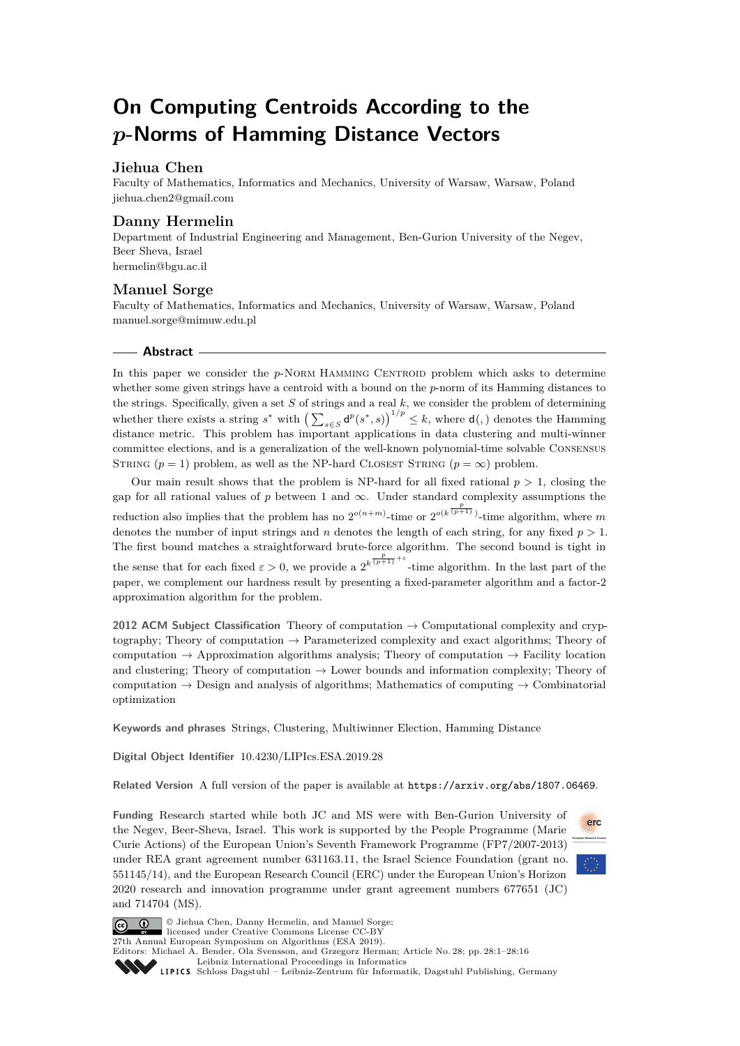# On Computing Centroids According to the $p$-Norms of Hamming Distance Vectors

## Jiehua Chen

Faculty of Mathematics, Informatics and Mechanics, University of Warsaw, Warsaw, Poland
jiehua.chen2@gmail.com

## Danny Hermelin

Department of Industrial Engineering and Management, Ben-Gurion University of the Negev, Beer Sheva, Israel
hermelin@bgu.ac.il

## Manuel Sorge

Faculty of Mathematics, Informatics and Mechanics, University of Warsaw, Warsaw, Poland
manuel.sorge@mimuw.edu.pl

## Abstract

In this paper we consider the $p$-Norm Hamming Centroid problem which asks to determine whether some given strings have a centroid with a bound on the $p$-norm of its Hamming distances to the strings. Specifically, given a set $S$ of strings and a real $k$, we consider the problem of determining whether there exists a string $s^*$ with $\left(\sum_{s \in S} \mathsf{d}^p(s^*, s)\right)^{1/p} \leq k$, where $\mathsf{d}(,)$ denotes the Hamming distance metric. This problem has important applications in data clustering and multi-winner committee elections, and is a generalization of the well-known polynomial-time solvable Consensus String ($p = 1$) problem, as well as the NP-hard Closest String ($p = \infty$) problem.

Our main result shows that the problem is NP-hard for all fixed rational $p > 1$, closing the gap for all rational values of $p$ between 1 and $\infty$. Under standard complexity assumptions the reduction also implies that the problem has no $2^{o(n+m)}$-time or $2^{o(k^{\frac{p}{(p+1)}})}$-time algorithm, where $m$ denotes the number of input strings and $n$ denotes the length of each string, for any fixed $p > 1$. The first bound matches a straightforward brute-force algorithm. The second bound is tight in the sense that for each fixed $\varepsilon > 0$, we provide a $2^{k^{\frac{p}{(p+1)}+\varepsilon}}$-time algorithm. In the last part of the paper, we complement our hardness result by presenting a fixed-parameter algorithm and a factor-2 approximation algorithm for the problem.

**2012 ACM Subject Classification** Theory of computation → Computational complexity and cryptography; Theory of computation → Parameterized complexity and exact algorithms; Theory of computation → Approximation algorithms analysis; Theory of computation → Facility location and clustering; Theory of computation → Lower bounds and information complexity; Theory of computation → Design and analysis of algorithms; Mathematics of computing → Combinatorial optimization

**Keywords and phrases** Strings, Clustering, Multiwinner Election, Hamming Distance

**Digital Object Identifier** 10.4230/LIPIcs.ESA.2019.28

**Related Version** A full version of the paper is available at https://arxiv.org/abs/1807.06469.

**Funding** Research started while both JC and MS were with Ben-Gurion University of the Negev, Beer-Sheva, Israel. This work is supported by the People Programme (Marie Curie Actions) of the European Union's Seventh Framework Programme (FP7/2007-2013) under REA grant agreement number 631163.11, the Israel Science Foundation (grant no. 551145/14), and the European Research Council (ERC) under the European Union's Horizon 2020 research and innovation programme under grant agreement numbers 677651 (JC) and 714704 (MS).

© Jiehua Chen, Danny Hermelin, and Manuel Sorge;
licensed under Creative Commons License CC-BY
27th Annual European Symposium on Algorithms (ESA 2019).
Editors: Michael A. Bender, Ola Svensson, and Grzegorz Herman; Article No. 28; pp. 28:1–28:16
Leibniz International Proceedings in Informatics
Schloss Dagstuhl – Leibniz-Zentrum für Informatik, Dagstuhl Publishing, Germany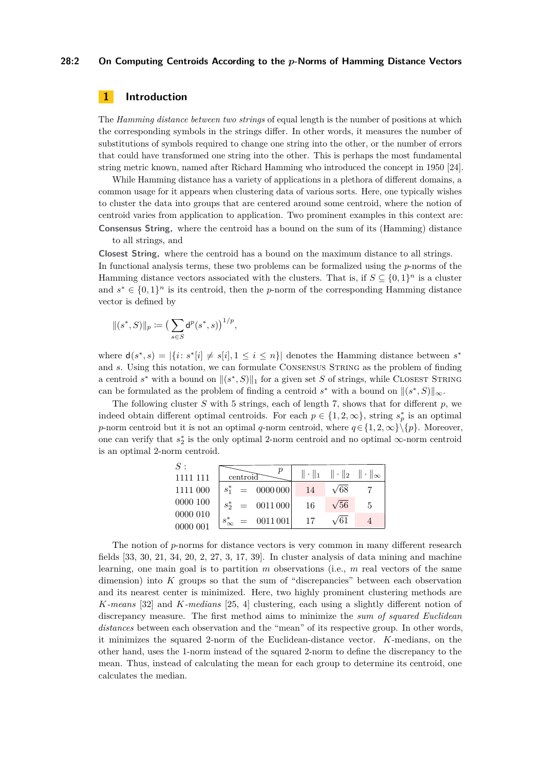# 1 Introduction

The *Hamming distance between two strings* of equal length is the number of positions at which the corresponding symbols in the strings differ. In other words, it measures the number of substitutions of symbols required to change one string into the other, or the number of errors that could have transformed one string into the other. This is perhaps the most fundamental string metric known, named after Richard Hamming who introduced the concept in 1950 [24].

While Hamming distance has a variety of applications in a plethora of different domains, a common usage for it appears when clustering data of various sorts. Here, one typically wishes to cluster the data into groups that are centered around some centroid, where the notion of centroid varies from application to application. Two prominent examples in this context are:

**Consensus String,** where the centroid has a bound on the sum of its (Hamming) distance to all strings, and

**Closest String,** where the centroid has a bound on the maximum distance to all strings.

In functional analysis terms, these two problems can be formalized using the $p$-norms of the Hamming distance vectors associated with the clusters. That is, if $S \subseteq \{0,1\}^n$ is a cluster and $s^* \in \{0,1\}^n$ is its centroid, then the $p$-norm of the corresponding Hamming distance vector is defined by

$$\|(s^*, S)\|_p \coloneqq \big(\sum_{s\in S} \mathsf{d}^p(s^*, s)\big)^{1/p},$$

where $\mathsf{d}(s^*, s) = |\{i : s^*[i] \neq s[i], 1 \leq i \leq n\}|$ denotes the Hamming distance between $s^*$ and $s$. Using this notation, we can formulate Consensus String as the problem of finding a centroid $s^*$ with a bound on $\|(s^*, S)\|_1$ for a given set $S$ of strings, while Closest String can be formulated as the problem of finding a centroid $s^*$ with a bound on $\|(s^*, S)\|_\infty$.

The following cluster $S$ with 5 strings, each of length 7, shows that for different $p$, we indeed obtain different optimal centroids. For each $p \in \{1, 2, \infty\}$, string $s^*_p$ is an optimal $p$-norm centroid but it is not an optimal $q$-norm centroid, where $q \in \{1, 2, \infty\} \setminus \{p\}$. Moreover, one can verify that $s^*_2$ is the only optimal 2-norm centroid and no optimal $\infty$-norm centroid is an optimal 2-norm centroid.

$S$: 1111 111, 1111 000, 0000 100, 0000 010, 0000 001

| centroid \ $p$ | $\|\cdot\|_1$ | $\|\cdot\|_2$ | $\|\cdot\|_\infty$ |
|---|---|---|---|
| $s^*_1$ = 0000 000 | 14 | $\sqrt{68}$ | 7 |
| $s^*_2$ = 0011 000 | 16 | $\sqrt{56}$ | 5 |
| $s^*_\infty$ = 0011 001 | 17 | $\sqrt{61}$ | 4 |

The notion of $p$-norms for distance vectors is very common in many different research fields [33, 30, 21, 34, 20, 2, 27, 3, 17, 39]. In cluster analysis of data mining and machine learning, one main goal is to partition $m$ observations (i.e., $m$ real vectors of the same dimension) into $K$ groups so that the sum of "discrepancies" between each observation and its nearest center is minimized. Here, two highly prominent clustering methods are *$K$-means* [32] and *$K$-medians* [25, 4] clustering, each using a slightly different notion of discrepancy measure. The first method aims to minimize the *sum of squared Euclidean distances* between each observation and the "mean" of its respective group. In other words, it minimizes the squared 2-norm of the Euclidean-distance vector. $K$-medians, on the other hand, uses the 1-norm instead of the squared 2-norm to define the discrepancy to the mean. Thus, instead of calculating the mean for each group to determine its centroid, one calculates the median.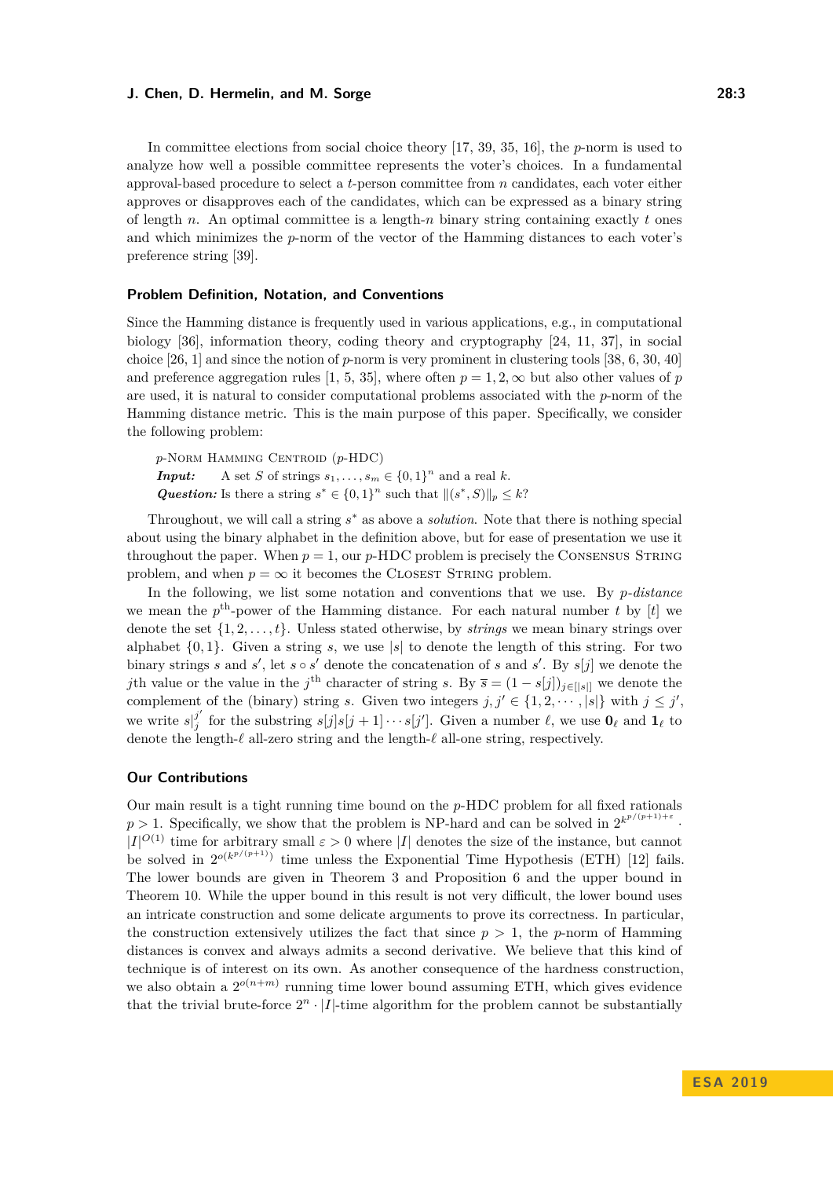In committee elections from social choice theory [17, 39, 35, 16], the $p$-norm is used to analyze how well a possible committee represents the voter's choices. In a fundamental approval-based procedure to select a $t$-person committee from $n$ candidates, each voter either approves or disapproves each of the candidates, which can be expressed as a binary string of length $n$. An optimal committee is a length-$n$ binary string containing exactly $t$ ones and which minimizes the $p$-norm of the vector of the Hamming distances to each voter's preference string [39].

### Problem Definition, Notation, and Conventions

Since the Hamming distance is frequently used in various applications, e.g., in computational biology [36], information theory, coding theory and cryptography [24, 11, 37], in social choice [26, 1] and since the notion of $p$-norm is very prominent in clustering tools [38, 6, 30, 40] and preference aggregation rules [1, 5, 35], where often $p = 1, 2, \infty$ but also other values of $p$ are used, it is natural to consider computational problems associated with the $p$-norm of the Hamming distance metric. This is the main purpose of this paper. Specifically, we consider the following problem:

$p$-Norm Hamming Centroid ($p$-HDC)
***Input:*** A set $S$ of strings $s_1, \ldots, s_m \in \{0,1\}^n$ and a real $k$.
***Question:*** Is there a string $s^* \in \{0,1\}^n$ such that $\|(s^*, S)\|_p \leq k$?

Throughout, we will call a string $s^*$ as above a *solution*. Note that there is nothing special about using the binary alphabet in the definition above, but for ease of presentation we use it throughout the paper. When $p = 1$, our $p$-HDC problem is precisely the Consensus String problem, and when $p = \infty$ it becomes the Closest String problem.

In the following, we list some notation and conventions that we use. By *$p$-distance* we mean the $p^{\text{th}}$-power of the Hamming distance. For each natural number $t$ by $[t]$ we denote the set $\{1, 2, \ldots, t\}$. Unless stated otherwise, by *strings* we mean binary strings over alphabet $\{0,1\}$. Given a string $s$, we use $|s|$ to denote the length of this string. For two binary strings $s$ and $s'$, let $s \circ s'$ denote the concatenation of $s$ and $s'$. By $s[j]$ we denote the $j$th value or the value in the $j^{\text{th}}$ character of string $s$. By $\overline{s} = (1 - s[j])_{j \in [|s|]}$ we denote the complement of the (binary) string $s$. Given two integers $j, j' \in \{1, 2, \cdots, |s|\}$ with $j \leq j'$, we write $s|_j^{j'}$ for the substring $s[j]s[j+1] \cdots s[j']$. Given a number $\ell$, we use $\mathbf{0}_\ell$ and $\mathbf{1}_\ell$ to denote the length-$\ell$ all-zero string and the length-$\ell$ all-one string, respectively.

### Our Contributions

Our main result is a tight running time bound on the $p$-HDC problem for all fixed rationals $p > 1$. Specifically, we show that the problem is NP-hard and can be solved in $2^{k^{p/(p+1)+\varepsilon}} \cdot |I|^{O(1)}$ time for arbitrary small $\varepsilon > 0$ where $|I|$ denotes the size of the instance, but cannot be solved in $2^{o(k^{p/(p+1)})}$ time unless the Exponential Time Hypothesis (ETH) [12] fails. The lower bounds are given in Theorem 3 and Proposition 6 and the upper bound in Theorem 10. While the upper bound in this result is not very difficult, the lower bound uses an intricate construction and some delicate arguments to prove its correctness. In particular, the construction extensively utilizes the fact that since $p > 1$, the $p$-norm of Hamming distances is convex and always admits a second derivative. We believe that this kind of technique is of interest on its own. As another consequence of the hardness construction, we also obtain a $2^{o(n+m)}$ running time lower bound assuming ETH, which gives evidence that the trivial brute-force $2^n \cdot |I|$-time algorithm for the problem cannot be substantially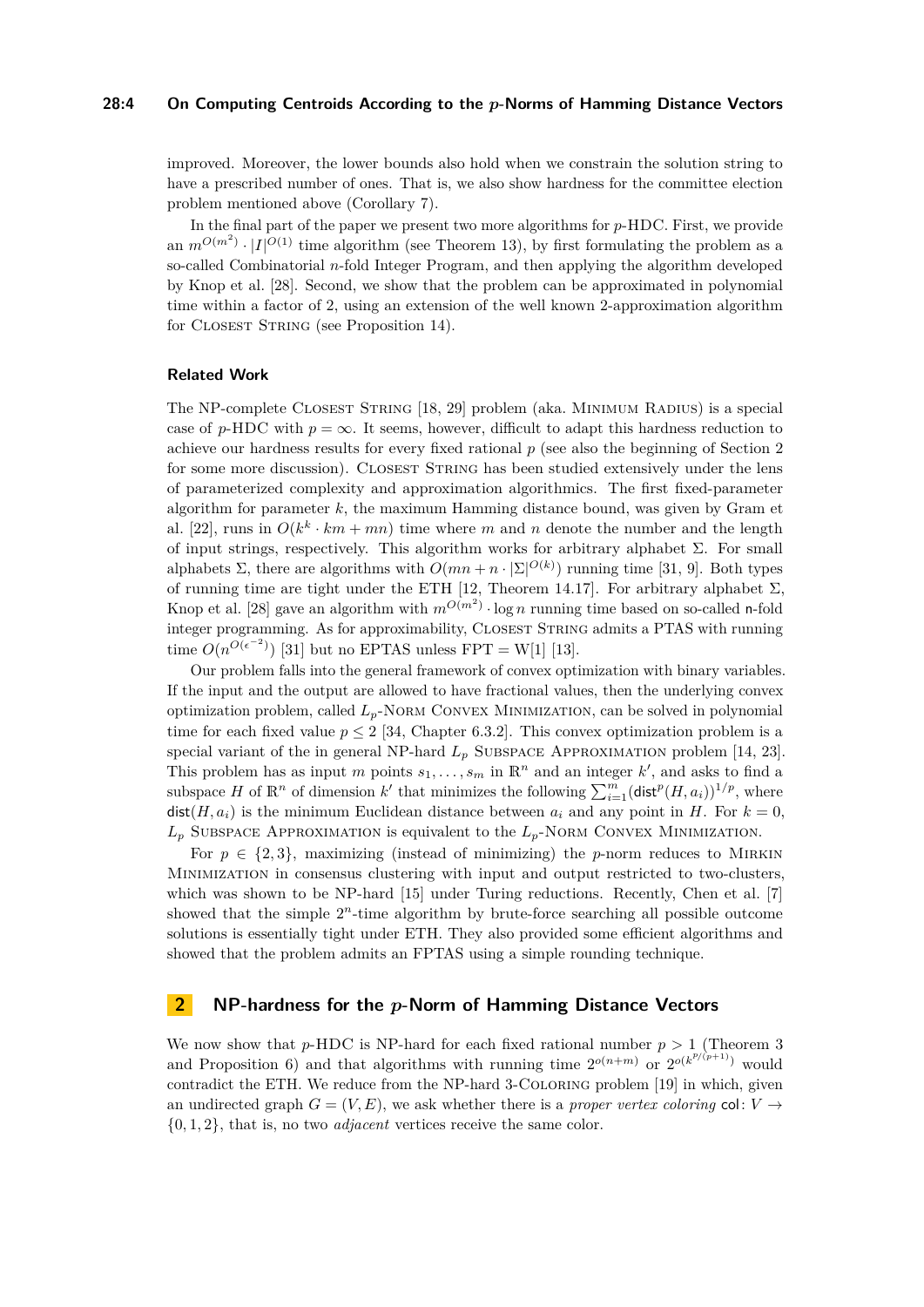improved. Moreover, the lower bounds also hold when we constrain the solution string to have a prescribed number of ones. That is, we also show hardness for the committee election problem mentioned above (Corollary 7).

In the final part of the paper we present two more algorithms for $p$-HDC. First, we provide an $m^{O(m^2)} \cdot |I|^{O(1)}$ time algorithm (see Theorem 13), by first formulating the problem as a so-called Combinatorial $n$-fold Integer Program, and then applying the algorithm developed by Knop et al. [28]. Second, we show that the problem can be approximated in polynomial time within a factor of 2, using an extension of the well known 2-approximation algorithm for Closest String (see Proposition 14).

### Related Work

The NP-complete Closest String [18, 29] problem (aka. Minimum Radius) is a special case of $p$-HDC with $p = \infty$. It seems, however, difficult to adapt this hardness reduction to achieve our hardness results for every fixed rational $p$ (see also the beginning of Section 2 for some more discussion). Closest String has been studied extensively under the lens of parameterized complexity and approximation algorithmics. The first fixed-parameter algorithm for parameter $k$, the maximum Hamming distance bound, was given by Gram et al. [22], runs in $O(k^k \cdot km + mn)$ time where $m$ and $n$ denote the number and the length of input strings, respectively. This algorithm works for arbitrary alphabet $\Sigma$. For small alphabets $\Sigma$, there are algorithms with $O(mn + n \cdot |\Sigma|^{O(k)})$ running time [31, 9]. Both types of running time are tight under the ETH [12, Theorem 14.17]. For arbitrary alphabet $\Sigma$, Knop et al. [28] gave an algorithm with $m^{O(m^2)} \cdot \log n$ running time based on so-called n-fold integer programming. As for approximability, Closest String admits a PTAS with running time $O(n^{O(\epsilon^{-2})})$ [31] but no EPTAS unless FPT = W[1] [13].

Our problem falls into the general framework of convex optimization with binary variables. If the input and the output are allowed to have fractional values, then the underlying convex optimization problem, called $L_p$-Norm Convex Minimization, can be solved in polynomial time for each fixed value $p \leq 2$ [34, Chapter 6.3.2]. This convex optimization problem is a special variant of the in general NP-hard $L_p$ Subspace Approximation problem [14, 23]. This problem has as input $m$ points $s_1, \ldots, s_m$ in $\mathbb{R}^n$ and an integer $k'$, and asks to find a subspace $H$ of $\mathbb{R}^n$ of dimension $k'$ that minimizes the following $\sum_{i=1}^{m}(\mathsf{dist}^p(H, a_i))^{1/p}$, where $\mathsf{dist}(H, a_i)$ is the minimum Euclidean distance between $a_i$ and any point in $H$. For $k = 0$, $L_p$ Subspace Approximation is equivalent to the $L_p$-Norm Convex Minimization.

For $p \in \{2, 3\}$, maximizing (instead of minimizing) the $p$-norm reduces to Mirkin Minimization in consensus clustering with input and output restricted to two-clusters, which was shown to be NP-hard [15] under Turing reductions. Recently, Chen et al. [7] showed that the simple $2^n$-time algorithm by brute-force searching all possible outcome solutions is essentially tight under ETH. They also provided some efficient algorithms and showed that the problem admits an FPTAS using a simple rounding technique.

## 2 NP-hardness for the $p$-Norm of Hamming Distance Vectors

We now show that $p$-HDC is NP-hard for each fixed rational number $p > 1$ (Theorem 3 and Proposition 6) and that algorithms with running time $2^{o(n+m)}$ or $2^{o(k^{p/(p+1)})}$ would contradict the ETH. We reduce from the NP-hard 3-Coloring problem [19] in which, given an undirected graph $G = (V, E)$, we ask whether there is a *proper vertex coloring* $\mathsf{col}\colon V \to \{0, 1, 2\}$, that is, no two *adjacent* vertices receive the same color.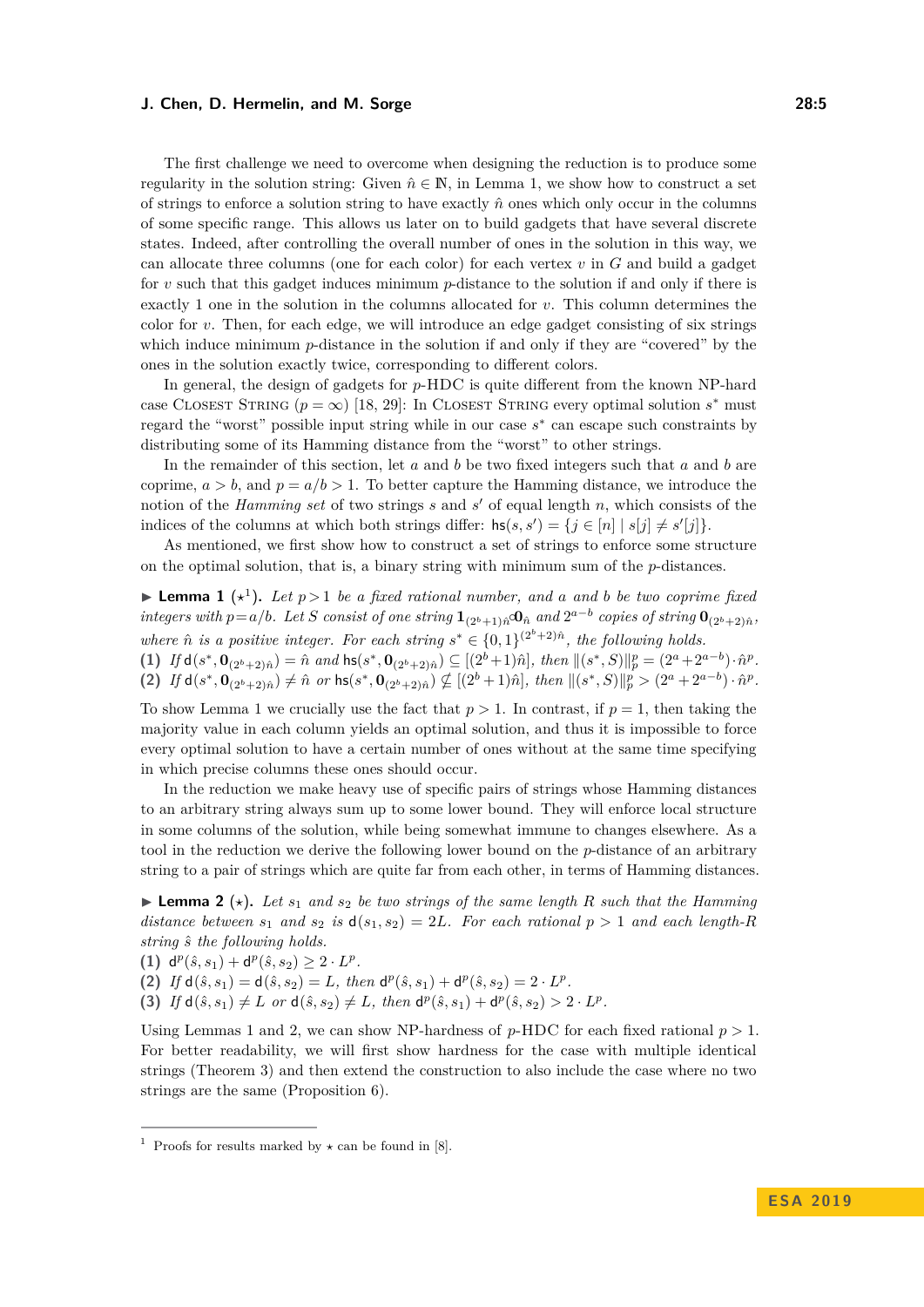The first challenge we need to overcome when designing the reduction is to produce some regularity in the solution string: Given $\hat{n} \in \mathbb{N}$, in Lemma 1, we show how to construct a set of strings to enforce a solution string to have exactly $\hat{n}$ ones which only occur in the columns of some specific range. This allows us later on to build gadgets that have several discrete states. Indeed, after controlling the overall number of ones in the solution in this way, we can allocate three columns (one for each color) for each vertex $v$ in $G$ and build a gadget for $v$ such that this gadget induces minimum $p$-distance to the solution if and only if there is exactly 1 one in the solution in the columns allocated for $v$. This column determines the color for $v$. Then, for each edge, we will introduce an edge gadget consisting of six strings which induce minimum $p$-distance in the solution if and only if they are "covered" by the ones in the solution exactly twice, corresponding to different colors.

In general, the design of gadgets for $p$-HDC is quite different from the known NP-hard case Closest String ($p = \infty$) [18, 29]: In Closest String every optimal solution $s^*$ must regard the "worst" possible input string while in our case $s^*$ can escape such constraints by distributing some of its Hamming distance from the "worst" to other strings.

In the remainder of this section, let $a$ and $b$ be two fixed integers such that $a$ and $b$ are coprime, $a > b$, and $p = a/b > 1$. To better capture the Hamming distance, we introduce the notion of the *Hamming set* of two strings $s$ and $s'$ of equal length $n$, which consists of the indices of the columns at which both strings differ: $\mathsf{hs}(s, s') = \{j \in [n] \mid s[j] \neq s'[j]\}$.

As mentioned, we first show how to construct a set of strings to enforce some structure on the optimal solution, that is, a binary string with minimum sum of the $p$-distances.

▶ **Lemma 1** ($\star$[1]). *Let $p > 1$ be a fixed rational number, and $a$ and $b$ be two coprime fixed integers with $p = a/b$. Let $S$ consist of one string $\mathbf{1}_{(2^b+1)\hat{n}}\mathbf{0}_{\hat{n}}$ and $2^{a-b}$ copies of string $\mathbf{0}_{(2^b+2)\hat{n}}$, where $\hat{n}$ is a positive integer. For each string $s^* \in \{0,1\}^{(2^b+2)\hat{n}}$, the following holds.*
**(1)** *If $\mathsf{d}(s^*, \mathbf{0}_{(2^b+2)\hat{n}}) = \hat{n}$ and $\mathsf{hs}(s^*, \mathbf{0}_{(2^b+2)\hat{n}}) \subseteq [(2^b+1)\hat{n}]$, then $\|(s^*, S)\|_p^p = (2^a + 2^{a-b}) \cdot \hat{n}^p$.*
**(2)** *If $\mathsf{d}(s^*, \mathbf{0}_{(2^b+2)\hat{n}}) \neq \hat{n}$ or $\mathsf{hs}(s^*, \mathbf{0}_{(2^b+2)\hat{n}}) \nsubseteq [(2^b+1)\hat{n}]$, then $\|(s^*, S)\|_p^p > (2^a + 2^{a-b}) \cdot \hat{n}^p$.*

To show Lemma 1 we crucially use the fact that $p > 1$. In contrast, if $p = 1$, then taking the majority value in each column yields an optimal solution, and thus it is impossible to force every optimal solution to have a certain number of ones without at the same time specifying in which precise columns these ones should occur.

In the reduction we make heavy use of specific pairs of strings whose Hamming distances to an arbitrary string always sum up to some lower bound. They will enforce local structure in some columns of the solution, while being somewhat immune to changes elsewhere. As a tool in the reduction we derive the following lower bound on the $p$-distance of an arbitrary string to a pair of strings which are quite far from each other, in terms of Hamming distances.

▶ **Lemma 2** ($\star$). *Let $s_1$ and $s_2$ be two strings of the same length $R$ such that the Hamming distance between $s_1$ and $s_2$ is $\mathsf{d}(s_1, s_2) = 2L$. For each rational $p > 1$ and each length-$R$ string $\hat{s}$ the following holds.*
**(1)** $\mathsf{d}^p(\hat{s}, s_1) + \mathsf{d}^p(\hat{s}, s_2) \geq 2 \cdot L^p$.
**(2)** *If $\mathsf{d}(\hat{s}, s_1) = \mathsf{d}(\hat{s}, s_2) = L$, then $\mathsf{d}^p(\hat{s}, s_1) + \mathsf{d}^p(\hat{s}, s_2) = 2 \cdot L^p$.*
**(3)** *If $\mathsf{d}(\hat{s}, s_1) \neq L$ or $\mathsf{d}(\hat{s}, s_2) \neq L$, then $\mathsf{d}^p(\hat{s}, s_1) + \mathsf{d}^p(\hat{s}, s_2) > 2 \cdot L^p$.*

Using Lemmas 1 and 2, we can show NP-hardness of $p$-HDC for each fixed rational $p > 1$. For better readability, we will first show hardness for the case with multiple identical strings (Theorem 3) and then extend the construction to also include the case where no two strings are the same (Proposition 6).

---

[1] Proofs for results marked by $\star$ can be found in [8].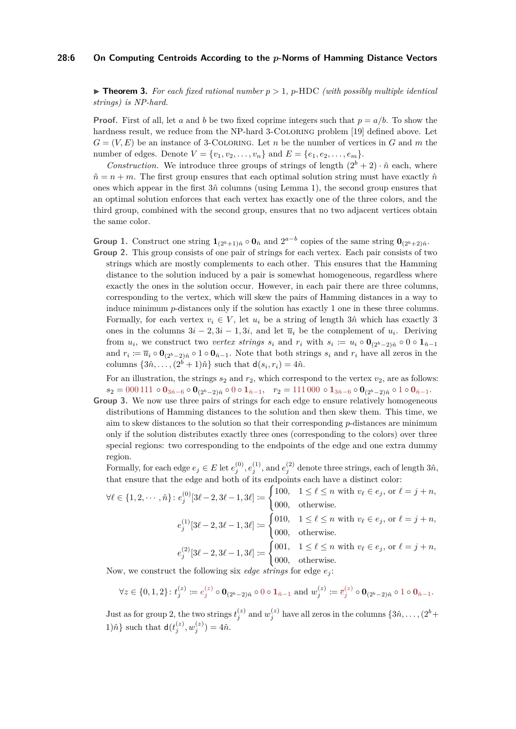▶ **Theorem 3.** *For each fixed rational number $p > 1$, $p$-HDC (with possibly multiple identical strings) is NP-hard.*

**Proof.** First of all, let $a$ and $b$ be two fixed coprime integers such that $p = a/b$. To show the hardness result, we reduce from the NP-hard 3-Coloring problem [19] defined above. Let $G = (V, E)$ be an instance of 3-Coloring. Let $n$ be the number of vertices in $G$ and $m$ the number of edges. Denote $V = \{v_1, v_2, \dots, v_n\}$ and $E = \{e_1, e_2, \dots, e_m\}$.

*Construction.* We introduce three groups of strings of length $(2^b + 2) \cdot \hat{n}$ each, where $\hat{n} = n + m$. The first group ensures that each optimal solution string must have exactly $\hat{n}$ ones which appear in the first $3\hat{n}$ columns (using Lemma 1), the second group ensures that an optimal solution enforces that each vertex has exactly one of the three colors, and the third group, combined with the second group, ensures that no two adjacent vertices obtain the same color.

**Group 1.** Construct one string $\mathbf{1}_{(2^b+1)\hat{n}} \circ \mathbf{0}_{\hat{n}}$ and $2^{a-b}$ copies of the same string $\mathbf{0}_{(2^b+2)\hat{n}}$.

**Group 2.** This group consists of one pair of strings for each vertex. Each pair consists of two strings which are mostly complements to each other. This ensures that the Hamming distance to the solution induced by a pair is somewhat homogeneous, regardless where exactly the ones in the solution occur. However, in each pair there are three columns, corresponding to the vertex, which will skew the pairs of Hamming distances in a way to induce minimum $p$-distances only if the solution has exactly 1 one in these three columns. Formally, for each vertex $v_i \in V$, let $u_i$ be a string of length $3\hat{n}$ which has exactly 3 ones in the columns $3i - 2, 3i - 1, 3i$, and let $\overline{u}_i$ be the complement of $u_i$. Deriving from $u_i$, we construct two *vertex strings* $s_i$ and $r_i$ with $s_i := u_i \circ \mathbf{0}_{(2^b-2)\hat{n}} \circ 0 \circ \mathbf{1}_{\hat{n}-1}$ and $r_i := \overline{u}_i \circ \mathbf{0}_{(2^b-2)\hat{n}} \circ 1 \circ \mathbf{0}_{\hat{n}-1}$. Note that both strings $s_i$ and $r_i$ have all zeros in the columns $\{3\hat{n}, \dots, (2^b + 1)\hat{n}\}$ such that $\mathsf{d}(s_i, r_i) = 4\hat{n}$.

For an illustration, the strings $s_2$ and $r_2$, which correspond to the vertex $v_2$, are as follows: $s_2 = 000\,111 \circ \mathbf{0}_{3\hat{n}-6} \circ \mathbf{0}_{(2^b-2)\hat{n}} \circ 0 \circ \mathbf{1}_{\hat{n}-1}$, $\quad r_2 = 111\,000 \circ \mathbf{1}_{3\hat{n}-6} \circ \mathbf{0}_{(2^b-2)\hat{n}} \circ 1 \circ \mathbf{0}_{\hat{n}-1}$.

**Group 3.** We now use three pairs of strings for each edge to ensure relatively homogeneous distributions of Hamming distances to the solution and then skew them. This time, we aim to skew distances to the solution so that their corresponding $p$-distances are minimum only if the solution distributes exactly three ones (corresponding to the colors) over three special regions: two corresponding to the endpoints of the edge and one extra dummy region.

Formally, for each edge $e_j \in E$ let $e_j^{(0)}, e_j^{(1)}$, and $e_j^{(2)}$ denote three strings, each of length $3\hat{n}$, that ensure that the edge and both of its endpoints each have a distinct color:

$$\forall \ell \in \{1, 2, \cdots, \hat{n}\}\colon e_j^{(0)}[3\ell-2, 3\ell-1, 3\ell] := \begin{cases} 100, & 1 \le \ell \le n \text{ with } v_\ell \in e_j, \text{ or } \ell = j + n, \\ 000, & \text{otherwise.} \end{cases}$$

$$e_j^{(1)}[3\ell-2, 3\ell-1, 3\ell] := \begin{cases} 010, & 1 \le \ell \le n \text{ with } v_\ell \in e_j, \text{ or } \ell = j + n, \\ 000, & \text{otherwise.} \end{cases}$$

$$e_j^{(2)}[3\ell-2, 3\ell-1, 3\ell] := \begin{cases} 001, & 1 \le \ell \le n \text{ with } v_\ell \in e_j, \text{ or } \ell = j + n, \\ 000, & \text{otherwise.} \end{cases}$$

Now, we construct the following six *edge strings* for edge $e_j$:

$$\forall z \in \{0, 1, 2\}\colon t_j^{(z)} := e_j^{(z)} \circ \mathbf{0}_{(2^b-2)\hat{n}} \circ 0 \circ \mathbf{1}_{\hat{n}-1} \text{ and } w_j^{(z)} := \overline{e}_j^{(z)} \circ \mathbf{0}_{(2^b-2)\hat{n}} \circ 1 \circ \mathbf{0}_{\hat{n}-1}.$$

Just as for group 2, the two strings $t_j^{(z)}$ and $w_j^{(z)}$ have all zeros in the columns $\{3\hat{n}, \dots, (2^b + 1)\hat{n}\}$ such that $\mathsf{d}(t_j^{(z)}, w_j^{(z)}) = 4\hat{n}$.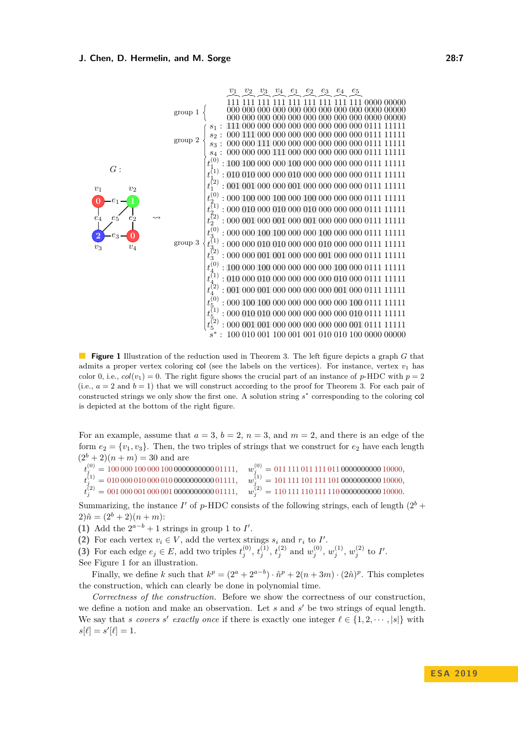| | $v_1$ | $v_2$ | $v_3$ | $v_4$ | $e_1$ | $e_2$ | $e_3$ | $e_4$ | $e_5$ | | |
|---|---|---|---|---|---|---|---|---|---|---|---|
| group 1 | 111 | 111 | 111 | 111 | 111 | 111 | 111 | 111 | 111 | 0000 | 00000 |
| | 000 | 000 | 000 | 000 | 000 | 000 | 000 | 000 | 000 | 0000 | 00000 |
| | 000 | 000 | 000 | 000 | 000 | 000 | 000 | 000 | 000 | 0000 | 00000 |
| group 2, $s_1$: | 111 | 000 | 000 | 000 | 000 | 000 | 000 | 000 | 000 | 0111 | 11111 |
| $s_2$: | 000 | 111 | 000 | 000 | 000 | 000 | 000 | 000 | 000 | 0111 | 11111 |
| $s_3$: | 000 | 000 | 111 | 000 | 000 | 000 | 000 | 000 | 000 | 0111 | 11111 |
| $s_4$: | 000 | 000 | 000 | 111 | 000 | 000 | 000 | 000 | 000 | 0111 | 11111 |
| group 3, $t_1^{(0)}$: | 100 | 100 | 000 | 000 | 100 | 000 | 000 | 000 | 000 | 0111 | 11111 |
| $t_1^{(1)}$: | 010 | 010 | 000 | 000 | 010 | 000 | 000 | 000 | 000 | 0111 | 11111 |
| $t_1^{(2)}$: | 001 | 001 | 000 | 000 | 001 | 000 | 000 | 000 | 000 | 0111 | 11111 |
| $t_2^{(0)}$: | 000 | 100 | 000 | 100 | 000 | 100 | 000 | 000 | 000 | 0111 | 11111 |
| $t_2^{(1)}$: | 000 | 010 | 000 | 010 | 000 | 010 | 000 | 000 | 000 | 0111 | 11111 |
| $t_2^{(2)}$: | 000 | 001 | 000 | 001 | 000 | 001 | 000 | 000 | 000 | 0111 | 11111 |
| $t_3^{(0)}$: | 000 | 000 | 100 | 100 | 000 | 000 | 100 | 000 | 000 | 0111 | 11111 |
| $t_3^{(1)}$: | 000 | 000 | 010 | 010 | 000 | 000 | 010 | 000 | 000 | 0111 | 11111 |
| $t_3^{(2)}$: | 000 | 000 | 001 | 001 | 000 | 000 | 001 | 000 | 000 | 0111 | 11111 |
| $t_4^{(0)}$: | 100 | 000 | 100 | 000 | 000 | 000 | 000 | 100 | 000 | 0111 | 11111 |
| $t_4^{(1)}$: | 010 | 000 | 010 | 000 | 000 | 000 | 000 | 010 | 000 | 0111 | 11111 |
| $t_4^{(2)}$: | 001 | 000 | 001 | 000 | 000 | 000 | 000 | 001 | 000 | 0111 | 11111 |
| $t_5^{(0)}$: | 000 | 100 | 100 | 000 | 000 | 000 | 000 | 000 | 100 | 0111 | 11111 |
| $t_5^{(1)}$: | 000 | 010 | 010 | 000 | 000 | 000 | 000 | 000 | 010 | 0111 | 11111 |
| $t_5^{(2)}$: | 000 | 001 | 001 | 000 | 000 | 000 | 000 | 000 | 001 | 0111 | 11111 |
| $s^*$: | 100 | 010 | 001 | 100 | 001 | 001 | 010 | 010 | 100 | 0000 | 00000 |

**Figure 1** Illustration of the reduction used in Theorem 3. The left figure depicts a graph $G$ that admits a proper vertex coloring col (see the labels on the vertices). For instance, vertex $v_1$ has color 0, i.e., $col(v_1) = 0$. The right figure shows the crucial part of an instance of $p$-HDC with $p = 2$ (i.e., $a = 2$ and $b = 1$) that we will construct according to the proof for Theorem 3. For each pair of constructed strings we only show the first one. A solution string $s^*$ corresponding to the coloring col is depicted at the bottom of the right figure.

For an example, assume that $a = 3$, $b = 2$, $n = 3$, and $m = 2$, and there is an edge of the form $e_2 = \{v_1, v_3\}$. Then, the two triples of strings that we construct for $e_2$ have each length $(2^b + 2)(n + m) = 30$ and are

$t_j^{(0)} = 100\,000\,100\,000\,100\,0000000000\,01111$, $\quad w_j^{(0)} = 011\,111\,011\,111\,011\,0000000000\,10000$,
$t_j^{(1)} = 010\,000\,010\,000\,010\,0000000000\,01111$, $\quad w_j^{(1)} = 101\,111\,101\,111\,101\,0000000000\,10000$,
$t_j^{(2)} = 001\,000\,001\,000\,001\,0000000000\,01111$, $\quad w_j^{(2)} = 110\,111\,110\,111\,110\,0000000000\,10000$.

Summarizing, the instance $I'$ of $p$-HDC consists of the following strings, each of length $(2^b + 2)\hat{n} = (2^b + 2)(n + m)$:

**(1)** Add the $2^{a-b} + 1$ strings in group 1 to $I'$.
**(2)** For each vertex $v_i \in V$, add the vertex strings $s_i$ and $r_i$ to $I'$.
**(3)** For each edge $e_j \in E$, add two triples $t_j^{(0)}, t_j^{(1)}, t_j^{(2)}$ and $w_j^{(0)}, w_j^{(1)}, w_j^{(2)}$ to $I'$.

See Figure 1 for an illustration.

Finally, we define $k$ such that $k^p = (2^a + 2^{a-b}) \cdot \hat{n}^p + 2(n + 3m) \cdot (2\hat{n})^p$. This completes the construction, which can clearly be done in polynomial time.

*Correctness of the construction.* Before we show the correctness of our construction, we define a notion and make an observation. Let $s$ and $s'$ be two strings of equal length. We say that $s$ *covers* $s'$ *exactly once* if there is exactly one integer $\ell \in \{1, 2, \cdots, |s|\}$ with $s[\ell] = s'[\ell] = 1$.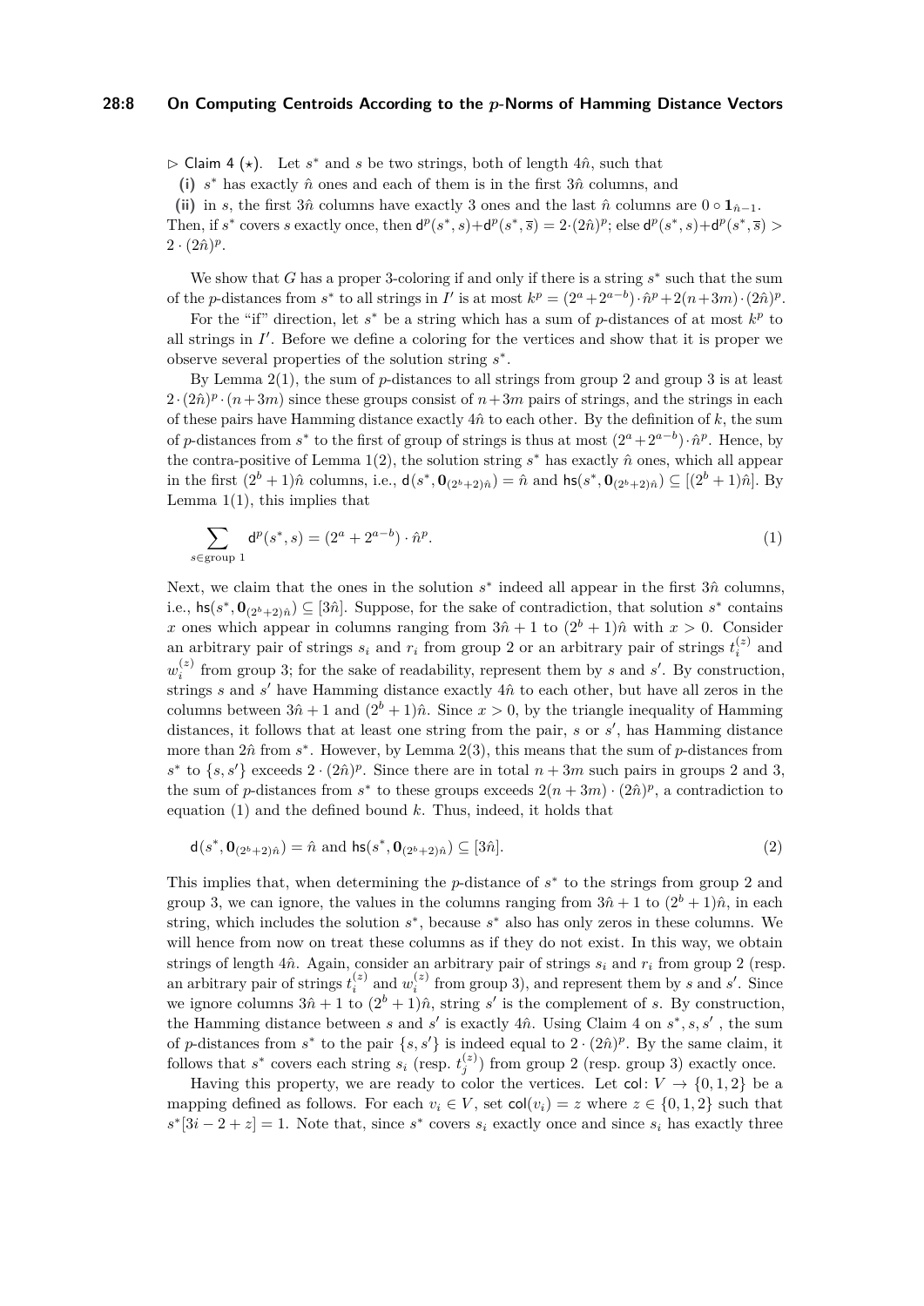▷ Claim 4 (⋆). Let $s^*$ and $s$ be two strings, both of length $4\hat{n}$, such that

**(i)** $s^*$ has exactly $\hat{n}$ ones and each of them is in the first $3\hat{n}$ columns, and

**(ii)** in $s$, the first $3\hat{n}$ columns have exactly 3 ones and the last $\hat{n}$ columns are $0 \circ \mathbf{1}_{\hat{n}-1}$.

Then, if $s^*$ covers $s$ exactly once, then $\mathsf{d}^p(s^*, s) + \mathsf{d}^p(s^*, \overline{s}) = 2\cdot(2\hat{n})^p$; else $\mathsf{d}^p(s^*, s) + \mathsf{d}^p(s^*, \overline{s}) > 2\cdot(2\hat{n})^p$.

We show that $G$ has a proper 3-coloring if and only if there is a string $s^*$ such that the sum of the $p$-distances from $s^*$ to all strings in $I'$ is at most $k^p = (2^a + 2^{a-b})\cdot\hat{n}^p + 2(n+3m)\cdot(2\hat{n})^p$.

For the "if" direction, let $s^*$ be a string which has a sum of $p$-distances of at most $k^p$ to all strings in $I'$. Before we define a coloring for the vertices and show that it is proper we observe several properties of the solution string $s^*$.

By Lemma 2(1), the sum of $p$-distances to all strings from group 2 and group 3 is at least $2\cdot(2\hat{n})^p\cdot(n+3m)$ since these groups consist of $n+3m$ pairs of strings, and the strings in each of these pairs have Hamming distance exactly $4\hat{n}$ to each other. By the definition of $k$, the sum of $p$-distances from $s^*$ to the first of group of strings is thus at most $(2^a + 2^{a-b})\cdot\hat{n}^p$. Hence, by the contra-positive of Lemma 1(2), the solution string $s^*$ has exactly $\hat{n}$ ones, which all appear in the first $(2^b+1)\hat{n}$ columns, i.e., $\mathsf{d}(s^*, \mathbf{0}_{(2^b+2)\hat{n}}) = \hat{n}$ and $\mathsf{hs}(s^*, \mathbf{0}_{(2^b+2)\hat{n}}) \subseteq [(2^b+1)\hat{n}]$. By Lemma 1(1), this implies that

$$\sum_{s\in\text{group }1} \mathsf{d}^p(s^*, s) = (2^a + 2^{a-b})\cdot\hat{n}^p. \tag{1}$$

Next, we claim that the ones in the solution $s^*$ indeed all appear in the first $3\hat{n}$ columns, i.e., $\mathsf{hs}(s^*, \mathbf{0}_{(2^b+2)\hat{n}}) \subseteq [3\hat{n}]$. Suppose, for the sake of contradiction, that solution $s^*$ contains $x$ ones which appear in columns ranging from $3\hat{n}+1$ to $(2^b+1)\hat{n}$ with $x > 0$. Consider an arbitrary pair of strings $s_i$ and $r_i$ from group 2 or an arbitrary pair of strings $t_i^{(z)}$ and $w_i^{(z)}$ from group 3; for the sake of readability, represent them by $s$ and $s'$. By construction, strings $s$ and $s'$ have Hamming distance exactly $4\hat{n}$ to each other, but have all zeros in the columns between $3\hat{n}+1$ and $(2^b+1)\hat{n}$. Since $x > 0$, by the triangle inequality of Hamming distances, it follows that at least one string from the pair, $s$ or $s'$, has Hamming distance more than $2\hat{n}$ from $s^*$. However, by Lemma 2(3), this means that the sum of $p$-distances from $s^*$ to $\{s, s'\}$ exceeds $2\cdot(2\hat{n})^p$. Since there are in total $n+3m$ such pairs in groups 2 and 3, the sum of $p$-distances from $s^*$ to these groups exceeds $2(n+3m)\cdot(2\hat{n})^p$, a contradiction to equation (1) and the defined bound $k$. Thus, indeed, it holds that

$$\mathsf{d}(s^*, \mathbf{0}_{(2^b+2)\hat{n}}) = \hat{n} \text{ and } \mathsf{hs}(s^*, \mathbf{0}_{(2^b+2)\hat{n}}) \subseteq [3\hat{n}]. \tag{2}$$

This implies that, when determining the $p$-distance of $s^*$ to the strings from group 2 and group 3, we can ignore, the values in the columns ranging from $3\hat{n}+1$ to $(2^b+1)\hat{n}$, in each string, which includes the solution $s^*$, because $s^*$ also has only zeros in these columns. We will hence from now on treat these columns as if they do not exist. In this way, we obtain strings of length $4\hat{n}$. Again, consider an arbitrary pair of strings $s_i$ and $r_i$ from group 2 (resp. an arbitrary pair of strings $t_i^{(z)}$ and $w_i^{(z)}$ from group 3), and represent them by $s$ and $s'$. Since we ignore columns $3\hat{n}+1$ to $(2^b+1)\hat{n}$, string $s'$ is the complement of $s$. By construction, the Hamming distance between $s$ and $s'$ is exactly $4\hat{n}$. Using Claim 4 on $s^*, s, s'$ , the sum of $p$-distances from $s^*$ to the pair $\{s, s'\}$ is indeed equal to $2\cdot(2\hat{n})^p$. By the same claim, it follows that $s^*$ covers each string $s_i$ (resp. $t_j^{(z)}$) from group 2 (resp. group 3) exactly once.

Having this property, we are ready to color the vertices. Let $\mathsf{col}\colon V \to \{0,1,2\}$ be a mapping defined as follows. For each $v_i \in V$, set $\mathsf{col}(v_i) = z$ where $z \in \{0,1,2\}$ such that $s^*[3i-2+z] = 1$. Note that, since $s^*$ covers $s_i$ exactly once and since $s_i$ has exactly three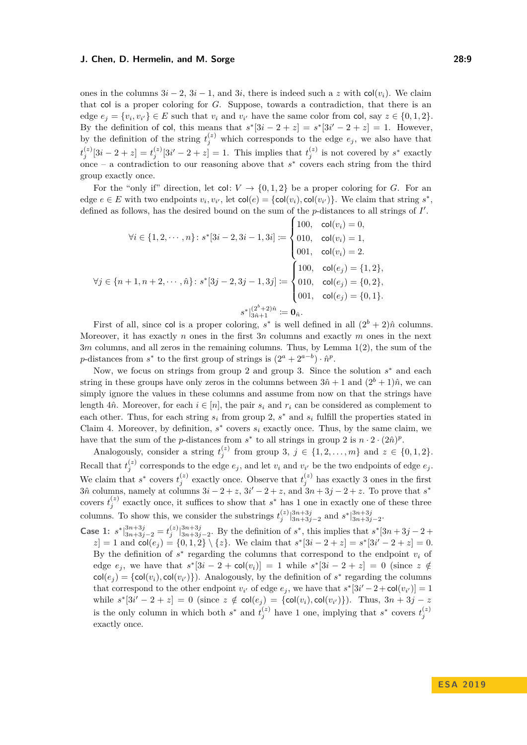ones in the columns $3i-2$, $3i-1$, and $3i$, there is indeed such a $z$ with $\mathsf{col}(v_i)$. We claim that $\mathsf{col}$ is a proper coloring for $G$. Suppose, towards a contradiction, that there is an edge $e_j = \{v_i, v_{i'}\} \in E$ such that $v_i$ and $v_{i'}$ have the same color from $\mathsf{col}$, say $z \in \{0,1,2\}$. By the definition of $\mathsf{col}$, this means that $s^*[3i-2+z] = s^*[3i'-2+z] = 1$. However, by the definition of the string $t_j^{(z)}$ which corresponds to the edge $e_j$, we also have that $t_j^{(z)}[3i-2+z] = t_j^{(z)}[3i'-2+z] = 1$. This implies that $t_j^{(z)}$ is not covered by $s^*$ exactly once – a contradiction to our reasoning above that $s^*$ covers each string from the third group exactly once.

For the "only if" direction, let $\mathsf{col}\colon V \to \{0,1,2\}$ be a proper coloring for $G$. For an edge $e \in E$ with two endpoints $v_i, v_{i'}$, let $\mathsf{col}(e) = \{\mathsf{col}(v_i), \mathsf{col}(v_{i'})\}$. We claim that string $s^*$, defined as follows, has the desired bound on the sum of the $p$-distances to all strings of $I'$.

$$\forall i \in \{1,2,\cdots,n\}\colon s^*[3i-2, 3i-1, 3i] \coloneqq \begin{cases} 100, & \mathsf{col}(v_i) = 0, \\ 010, & \mathsf{col}(v_i) = 1, \\ 001, & \mathsf{col}(v_i) = 2. \end{cases}$$

$$\forall j \in \{n+1, n+2, \cdots, \hat{n}\}\colon s^*[3j-2, 3j-1, 3j] \coloneqq \begin{cases} 100, & \mathsf{col}(e_j) = \{1,2\}, \\ 010, & \mathsf{col}(e_j) = \{0,2\}, \\ 001, & \mathsf{col}(e_j) = \{0,1\}. \end{cases}$$

$$s^*|_{3\hat{n}+1}^{(2^b+2)\hat{n}} \coloneqq \mathbf{0}_{\hat{n}}.$$

First of all, since $\mathsf{col}$ is a proper coloring, $s^*$ is well defined in all $(2^b+2)\hat{n}$ columns. Moreover, it has exactly $n$ ones in the first $3n$ columns and exactly $m$ ones in the next $3m$ columns, and all zeros in the remaining columns. Thus, by Lemma 1(2), the sum of the $p$-distances from $s^*$ to the first group of strings is $(2^a + 2^{a-b}) \cdot \hat{n}^p$.

Now, we focus on strings from group 2 and group 3. Since the solution $s^*$ and each string in these groups have only zeros in the columns between $3\hat{n}+1$ and $(2^b+1)\hat{n}$, we can simply ignore the values in these columns and assume from now on that the strings have length $4\hat{n}$. Moreover, for each $i \in [n]$, the pair $s_i$ and $r_i$ can be considered as complement to each other. Thus, for each string $s_i$ from group 2, $s^*$ and $s_i$ fulfill the properties stated in Claim 4. Moreover, by definition, $s^*$ covers $s_i$ exactly once. Thus, by the same claim, we have that the sum of the $p$-distances from $s^*$ to all strings in group 2 is $n \cdot 2 \cdot (2\hat{n})^p$.

Analogously, consider a string $t_j^{(z)}$ from group 3, $j \in \{1,2,\ldots,m\}$ and $z \in \{0,1,2\}$. Recall that $t_j^{(z)}$ corresponds to the edge $e_j$, and let $v_i$ and $v_{i'}$ be the two endpoints of edge $e_j$. We claim that $s^*$ covers $t_j^{(z)}$ exactly once. Observe that $t_j^{(z)}$ has exactly 3 ones in the first $3\hat{n}$ columns, namely at columns $3i-2+z$, $3i'-2+z$, and $3n+3j-2+z$. To prove that $s^*$ covers $t_j^{(z)}$ exactly once, it suffices to show that $s^*$ has 1 one in exactly one of these three columns. To show this, we consider the substrings $t_j^{(z)}|_{3n+3j-2}^{3n+3j}$ and $s^*|_{3n+3j-2}^{3n+3j}$.

**Case 1:** $s^*|_{3n+3j-2}^{3n+3j} = t_j^{(z)}|_{3n+3j-2}^{3n+3j}$. By the definition of $s^*$, this implies that $s^*[3n+3j-2+z] = 1$ and $\mathsf{col}(e_j) = \{0,1,2\} \setminus \{z\}$. We claim that $s^*[3i-2+z] = s^*[3i'-2+z] = 0$. By the definition of $s^*$ regarding the columns that correspond to the endpoint $v_i$ of edge $e_j$, we have that $s^*[3i-2+\mathsf{col}(v_i)] = 1$ while $s^*[3i-2+z] = 0$ (since $z \notin \mathsf{col}(e_j) = \{\mathsf{col}(v_i), \mathsf{col}(v_{i'})\}$). Analogously, by the definition of $s^*$ regarding the columns that correspond to the other endpoint $v_{i'}$ of edge $e_j$, we have that $s^*[3i'-2+\mathsf{col}(v_{i'})] = 1$ while $s^*[3i'-2+z] = 0$ (since $z \notin \mathsf{col}(e_j) = \{\mathsf{col}(v_i), \mathsf{col}(v_{i'})\}$). Thus, $3n+3j-z$ is the only column in which both $s^*$ and $t_j^{(z)}$ have 1 one, implying that $s^*$ covers $t_j^{(z)}$ exactly once.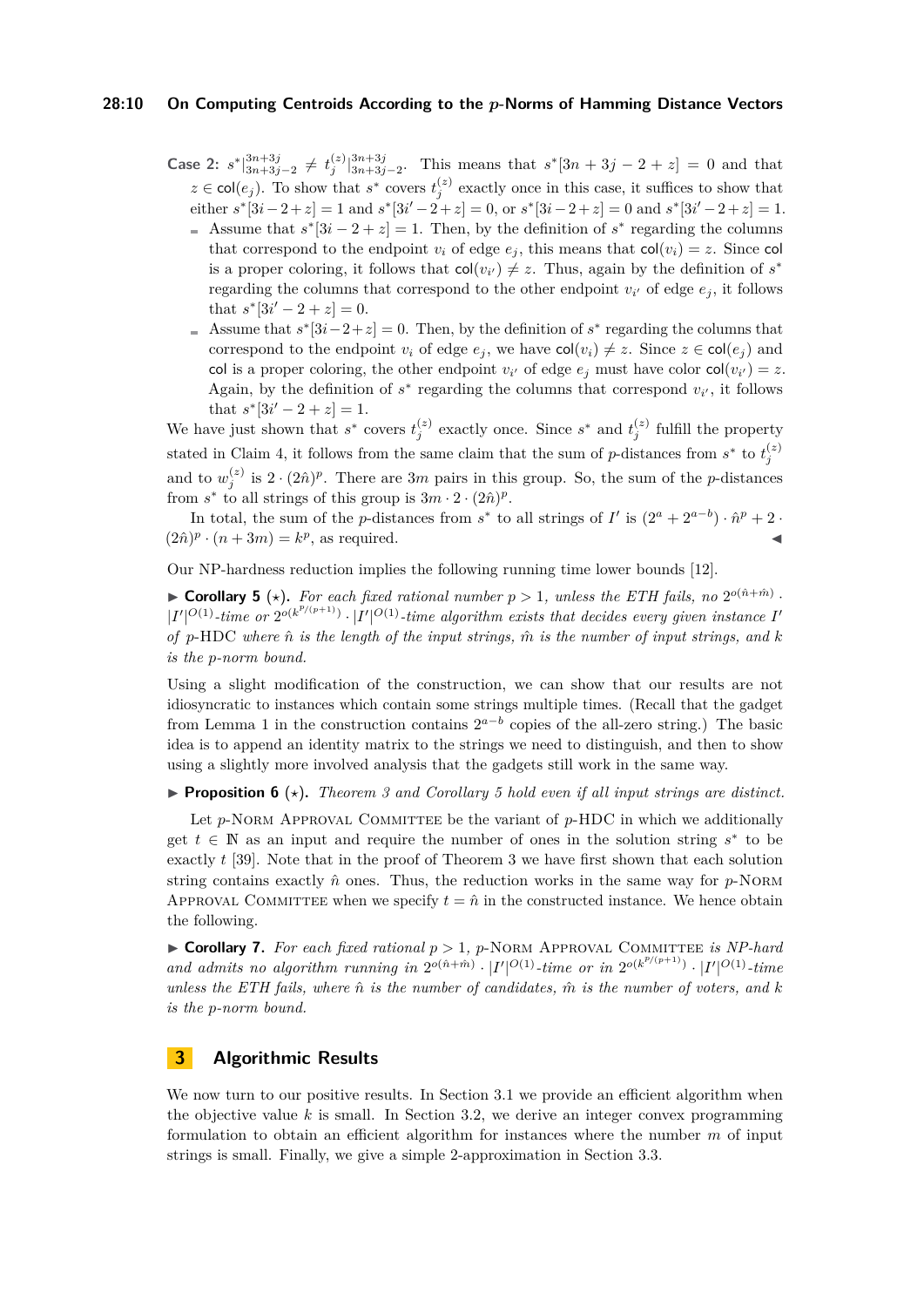**Case 2:** $s^*|_{3n+3j-2}^{3n+3j} \neq t_j^{(z)}|_{3n+3j-2}^{3n+3j}$. This means that $s^*[3n+3j-2+z] = 0$ and that $z \in \mathsf{col}(e_j)$. To show that $s^*$ covers $t_j^{(z)}$ exactly once in this case, it suffices to show that either $s^*[3i-2+z] = 1$ and $s^*[3i'-2+z] = 0$, or $s^*[3i-2+z] = 0$ and $s^*[3i'-2+z] = 1$.

- Assume that $s^*[3i-2+z] = 1$. Then, by the definition of $s^*$ regarding the columns that correspond to the endpoint $v_i$ of edge $e_j$, this means that $\mathsf{col}(v_i) = z$. Since $\mathsf{col}$ is a proper coloring, it follows that $\mathsf{col}(v_{i'}) \neq z$. Thus, again by the definition of $s^*$ regarding the columns that correspond to the other endpoint $v_{i'}$ of edge $e_j$, it follows that $s^*[3i'-2+z] = 0$.
- Assume that $s^*[3i-2+z] = 0$. Then, by the definition of $s^*$ regarding the columns that correspond to the endpoint $v_i$ of edge $e_j$, we have $\mathsf{col}(v_i) \neq z$. Since $z \in \mathsf{col}(e_j)$ and $\mathsf{col}$ is a proper coloring, the other endpoint $v_{i'}$ of edge $e_j$ must have color $\mathsf{col}(v_{i'}) = z$. Again, by the definition of $s^*$ regarding the columns that correspond $v_{i'}$, it follows that $s^*[3i'-2+z] = 1$.

We have just shown that $s^*$ covers $t_j^{(z)}$ exactly once. Since $s^*$ and $t_j^{(z)}$ fulfill the property stated in Claim 4, it follows from the same claim that the sum of $p$-distances from $s^*$ to $t_j^{(z)}$ and to $w_j^{(z)}$ is $2 \cdot (2\hat{n})^p$. There are $3m$ pairs in this group. So, the sum of the $p$-distances from $s^*$ to all strings of this group is $3m \cdot 2 \cdot (2\hat{n})^p$.

In total, the sum of the $p$-distances from $s^*$ to all strings of $I'$ is $(2^a + 2^{a-b}) \cdot \hat{n}^p + 2 \cdot (2\hat{n})^p \cdot (n+3m) = k^p$, as required. ◀

Our NP-hardness reduction implies the following running time lower bounds [12].

▶ **Corollary 5** (⋆). *For each fixed rational number $p > 1$, unless the ETH fails, no $2^{o(\hat{n}+\hat{m})} \cdot |I'|^{O(1)}$-time or $2^{o(k^{p/(p+1)})} \cdot |I'|^{O(1)}$-time algorithm exists that decides every given instance $I'$ of $p$-HDC where $\hat{n}$ is the length of the input strings, $\hat{m}$ is the number of input strings, and $k$ is the $p$-norm bound.*

Using a slight modification of the construction, we can show that our results are not idiosyncratic to instances which contain some strings multiple times. (Recall that the gadget from Lemma 1 in the construction contains $2^{a-b}$ copies of the all-zero string.) The basic idea is to append an identity matrix to the strings we need to distinguish, and then to show using a slightly more involved analysis that the gadgets still work in the same way.

▶ **Proposition 6** (⋆). *Theorem 3 and Corollary 5 hold even if all input strings are distinct.*

Let $p$-Norm Approval Committee be the variant of $p$-HDC in which we additionally get $t \in \mathbb{N}$ as an input and require the number of ones in the solution string $s^*$ to be exactly $t$ [39]. Note that in the proof of Theorem 3 we have first shown that each solution string contains exactly $\hat{n}$ ones. Thus, the reduction works in the same way for $p$-Norm Approval Committee when we specify $t = \hat{n}$ in the constructed instance. We hence obtain the following.

▶ **Corollary 7.** *For each fixed rational $p > 1$, $p$-Norm Approval Committee is NP-hard and admits no algorithm running in $2^{o(\hat{n}+\hat{m})} \cdot |I'|^{O(1)}$-time or in $2^{o(k^{p/(p+1)})} \cdot |I'|^{O(1)}$-time unless the ETH fails, where $\hat{n}$ is the number of candidates, $\hat{m}$ is the number of voters, and $k$ is the $p$-norm bound.*

## 3 Algorithmic Results

We now turn to our positive results. In Section 3.1 we provide an efficient algorithm when the objective value $k$ is small. In Section 3.2, we derive an integer convex programming formulation to obtain an efficient algorithm for instances where the number $m$ of input strings is small. Finally, we give a simple 2-approximation in Section 3.3.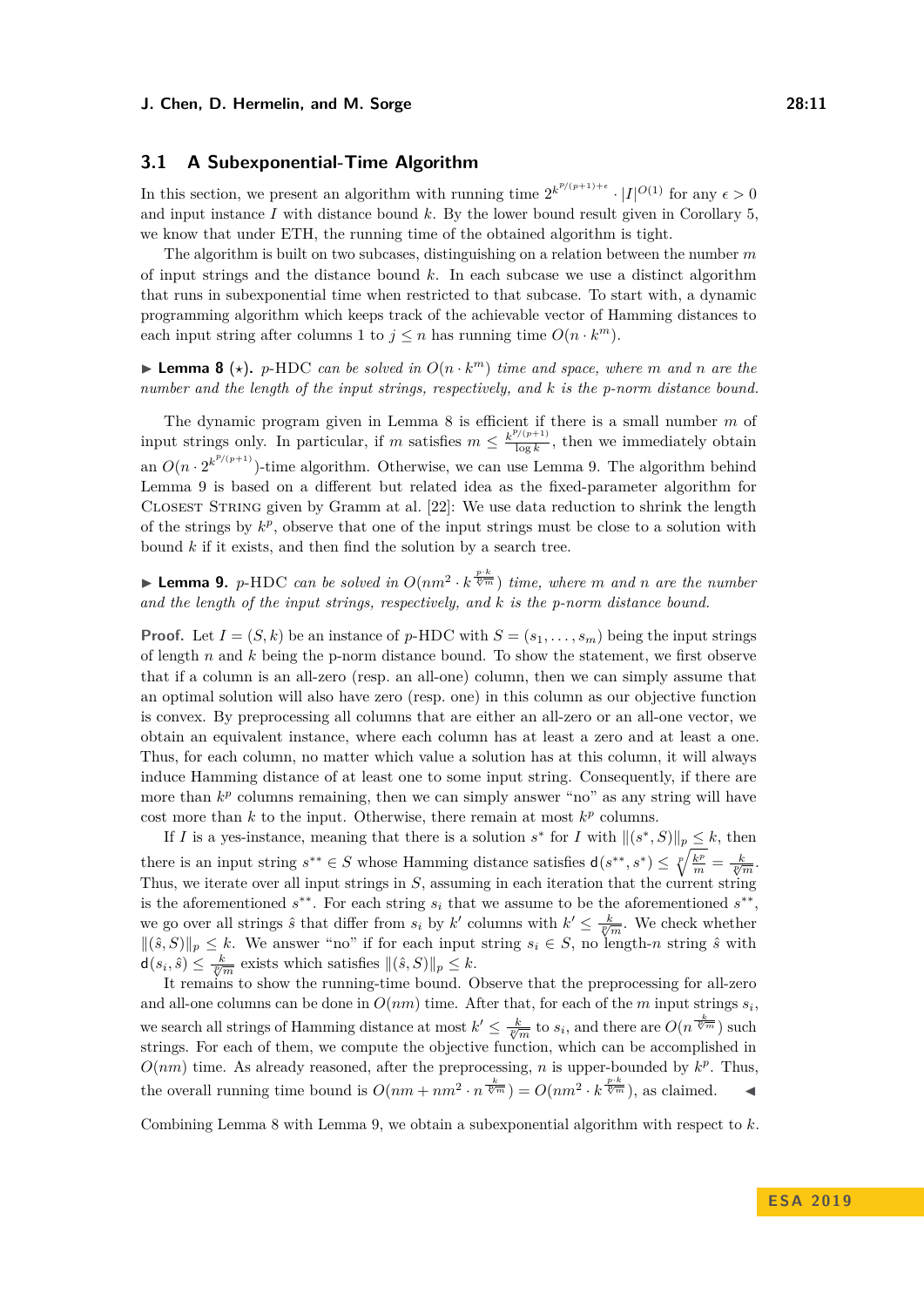### 3.1 A Subexponential-Time Algorithm

In this section, we present an algorithm with running time $2^{k^{p/(p+1)+\epsilon}} \cdot |I|^{O(1)}$ for any $\epsilon > 0$ and input instance $I$ with distance bound $k$. By the lower bound result given in Corollary 5, we know that under ETH, the running time of the obtained algorithm is tight.

The algorithm is built on two subcases, distinguishing on a relation between the number $m$ of input strings and the distance bound $k$. In each subcase we use a distinct algorithm that runs in subexponential time when restricted to that subcase. To start with, a dynamic programming algorithm which keeps track of the achievable vector of Hamming distances to each input string after columns 1 to $j \le n$ has running time $O(n \cdot k^m)$.

▶ **Lemma 8** (⋆). *$p$-HDC can be solved in $O(n \cdot k^m)$ time and space, where $m$ and $n$ are the number and the length of the input strings, respectively, and $k$ is the $p$-norm distance bound.*

The dynamic program given in Lemma 8 is efficient if there is a small number $m$ of input strings only. In particular, if $m$ satisfies $m \le \frac{k^{p/(p+1)}}{\log k}$, then we immediately obtain an $O(n \cdot 2^{k^{p/(p+1)}})$-time algorithm. Otherwise, we can use Lemma 9. The algorithm behind Lemma 9 is based on a different but related idea as the fixed-parameter algorithm for Closest String given by Gramm at al. [22]: We use data reduction to shrink the length of the strings by $k^p$, observe that one of the input strings must be close to a solution with bound $k$ if it exists, and then find the solution by a search tree.

▶ **Lemma 9.** *$p$-HDC can be solved in $O(nm^2 \cdot k^{\frac{p \cdot k}{\sqrt[p]{m}}})$ time, where $m$ and $n$ are the number and the length of the input strings, respectively, and $k$ is the $p$-norm distance bound.*

**Proof.** Let $I = (S, k)$ be an instance of $p$-HDC with $S = (s_1, \ldots, s_m)$ being the input strings of length $n$ and $k$ being the p-norm distance bound. To show the statement, we first observe that if a column is an all-zero (resp. an all-one) column, then we can simply assume that an optimal solution will also have zero (resp. one) in this column as our objective function is convex. By preprocessing all columns that are either an all-zero or an all-one vector, we obtain an equivalent instance, where each column has at least a zero and at least a one. Thus, for each column, no matter which value a solution has at this column, it will always induce Hamming distance of at least one to some input string. Consequently, if there are more than $k^p$ columns remaining, then we can simply answer "no" as any string will have cost more than $k$ to the input. Otherwise, there remain at most $k^p$ columns.

If $I$ is a yes-instance, meaning that there is a solution $s^*$ for $I$ with $\|(s^*, S)\|_p \le k$, then there is an input string $s^{**} \in S$ whose Hamming distance satisfies $\mathsf{d}(s^{**}, s^*) \le \sqrt[p]{\frac{k^p}{m}} = \frac{k}{\sqrt[p]{m}}$. Thus, we iterate over all input strings in $S$, assuming in each iteration that the current string is the aforementioned $s^{**}$. For each string $s_i$ that we assume to be the aforementioned $s^{**}$, we go over all strings $\hat{s}$ that differ from $s_i$ by $k'$ columns with $k' \le \frac{k}{\sqrt[p]{m}}$. We check whether $\|(\hat{s}, S)\|_p \le k$. We answer "no" if for each input string $s_i \in S$, no length-$n$ string $\hat{s}$ with $\mathsf{d}(s_i, \hat{s}) \le \frac{k}{\sqrt[p]{m}}$ exists which satisfies $\|(\hat{s}, S)\|_p \le k$.

It remains to show the running-time bound. Observe that the preprocessing for all-zero and all-one columns can be done in $O(nm)$ time. After that, for each of the $m$ input strings $s_i$, we search all strings of Hamming distance at most $k' \le \frac{k}{\sqrt[p]{m}}$ to $s_i$, and there are $O(n^{\frac{k}{\sqrt[p]{m}}})$ such strings. For each of them, we compute the objective function, which can be accomplished in $O(nm)$ time. As already reasoned, after the preprocessing, $n$ is upper-bounded by $k^p$. Thus, the overall running time bound is $O(nm + nm^2 \cdot n^{\frac{k}{\sqrt[p]{m}}}) = O(nm^2 \cdot k^{\frac{p \cdot k}{\sqrt[p]{m}}})$, as claimed. ◀

Combining Lemma 8 with Lemma 9, we obtain a subexponential algorithm with respect to $k$.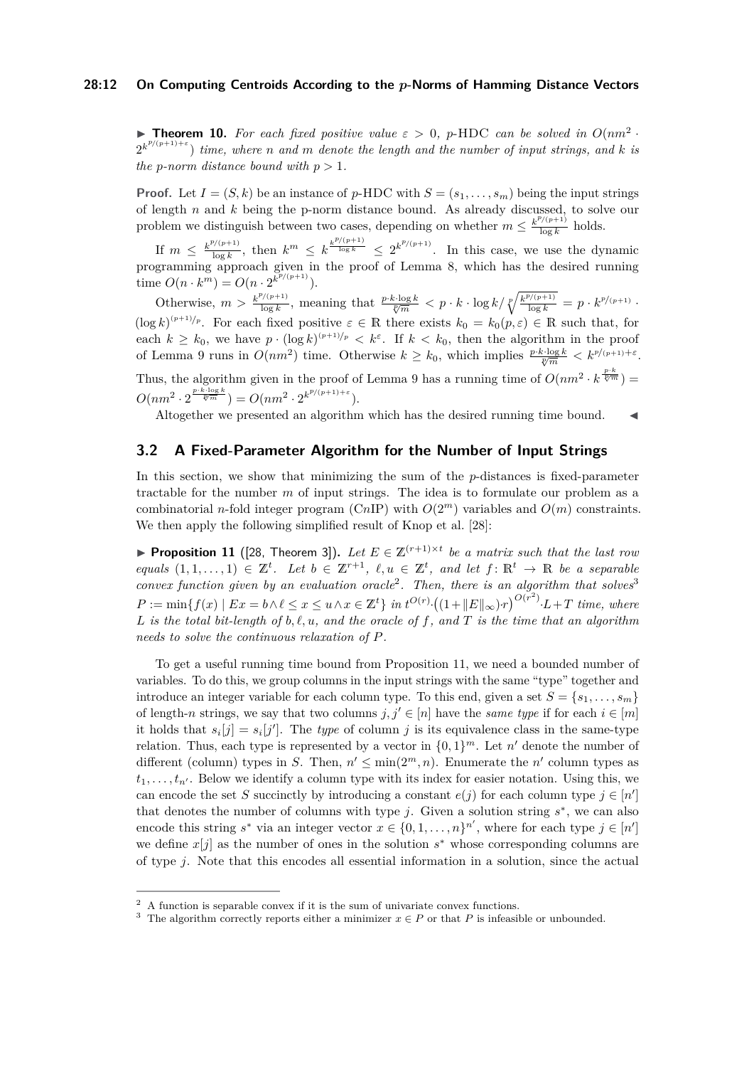▶ **Theorem 10.** *For each fixed positive value $\varepsilon > 0$, $p$-HDC can be solved in $O(nm^2 \cdot 2^{k^{p/(p+1)+\varepsilon}})$ time, where $n$ and $m$ denote the length and the number of input strings, and $k$ is the $p$-norm distance bound with $p > 1$.*

**Proof.** Let $I = (S, k)$ be an instance of $p$-HDC with $S = (s_1, \ldots, s_m)$ being the input strings of length $n$ and $k$ being the p-norm distance bound. As already discussed, to solve our problem we distinguish between two cases, depending on whether $m \leq \frac{k^{p/(p+1)}}{\log k}$ holds.

If $m \leq \frac{k^{p/(p+1)}}{\log k}$, then $k^m \leq k^{\frac{k^{p/(p+1)}}{\log k}} \leq 2^{k^{p/(p+1)}}$. In this case, we use the dynamic programming approach given in the proof of Lemma 8, which has the desired running time $O(n \cdot k^m) = O(n \cdot 2^{k^{p/(p+1)}})$.

Otherwise, $m > \frac{k^{p/(p+1)}}{\log k}$, meaning that $\frac{p \cdot k \cdot \log k}{\sqrt[p]{m}} < p \cdot k \cdot \log k / \sqrt[p]{\frac{k^{p/(p+1)}}{\log k}} = p \cdot k^{p/(p+1)} \cdot (\log k)^{(p+1)/p}$. For each fixed positive $\varepsilon \in \mathbb{R}$ there exists $k_0 = k_0(p, \varepsilon) \in \mathbb{R}$ such that, for each $k \geq k_0$, we have $p \cdot (\log k)^{(p+1)/p} < k^{\varepsilon}$. If $k < k_0$, then the algorithm in the proof of Lemma 9 runs in $O(nm^2)$ time. Otherwise $k \geq k_0$, which implies $\frac{p \cdot k \cdot \log k}{\sqrt[p]{m}} < k^{p/(p+1)+\varepsilon}$. Thus, the algorithm given in the proof of Lemma 9 has a running time of $O(nm^2 \cdot k^{\frac{p \cdot k}{\sqrt[p]{m}}}) = O(nm^2 \cdot 2^{\frac{p \cdot k \cdot \log k}{\sqrt[p]{m}}}) = O(nm^2 \cdot 2^{k^{p/(p+1)+\varepsilon}})$.

Altogether we presented an algorithm which has the desired running time bound. ◀

## 3.2 A Fixed-Parameter Algorithm for the Number of Input Strings

In this section, we show that minimizing the sum of the $p$-distances is fixed-parameter tractable for the number $m$ of input strings. The idea is to formulate our problem as a combinatorial $n$-fold integer program (C$n$IP) with $O(2^m)$ variables and $O(m)$ constraints. We then apply the following simplified result of Knop et al. [28]:

▶ **Proposition 11** ([28, Theorem 3]). *Let $E \in \mathbb{Z}^{(r+1)\times t}$ be a matrix such that the last row equals $(1, 1, \ldots, 1) \in \mathbb{Z}^t$. Let $b \in \mathbb{Z}^{r+1}$, $\ell, u \in \mathbb{Z}^t$, and let $f : \mathbb{R}^t \to \mathbb{R}$ be a separable convex function given by an evaluation oracle[2]. Then, there is an algorithm that solves[3] $P := \min\{f(x) \mid Ex = b \wedge \ell \leq x \leq u \wedge x \in \mathbb{Z}^t\}$ in $t^{O(r)} \cdot \big((1 + \|E\|_\infty) \cdot r\big)^{O(r^2)} \cdot L + T$ time, where $L$ is the total bit-length of $b, \ell, u$, and the oracle of $f$, and $T$ is the time that an algorithm needs to solve the continuous relaxation of $P$.*

To get a useful running time bound from Proposition 11, we need a bounded number of variables. To do this, we group columns in the input strings with the same "type" together and introduce an integer variable for each column type. To this end, given a set $S = \{s_1, \ldots, s_m\}$ of length-$n$ strings, we say that two columns $j, j' \in [n]$ have the *same type* if for each $i \in [m]$ it holds that $s_i[j] = s_i[j']$. The *type* of column $j$ is its equivalence class in the same-type relation. Thus, each type is represented by a vector in $\{0, 1\}^m$. Let $n'$ denote the number of different (column) types in $S$. Then, $n' \leq \min(2^m, n)$. Enumerate the $n'$ column types as $t_1, \ldots, t_{n'}$. Below we identify a column type with its index for easier notation. Using this, we can encode the set $S$ succinctly by introducing a constant $e(j)$ for each column type $j \in [n']$ that denotes the number of columns with type $j$. Given a solution string $s^*$, we can also encode this string $s^*$ via an integer vector $x \in \{0, 1, \ldots, n\}^{n'}$, where for each type $j \in [n']$ we define $x[j]$ as the number of ones in the solution $s^*$ whose corresponding columns are of type $j$. Note that this encodes all essential information in a solution, since the actual

[2] A function is separable convex if it is the sum of univariate convex functions.

[3] The algorithm correctly reports either a minimizer $x \in P$ or that $P$ is infeasible or unbounded.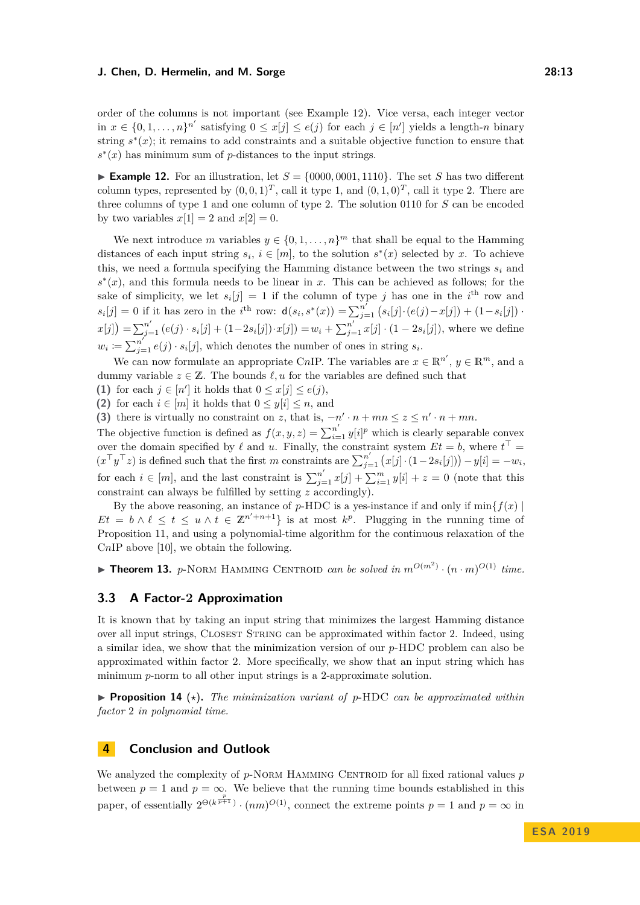order of the columns is not important (see Example 12). Vice versa, each integer vector in $x \in \{0, 1, \ldots, n\}^{n'}$ satisfying $0 \leq x[j] \leq e(j)$ for each $j \in [n']$ yields a length-$n$ binary string $s^*(x)$; it remains to add constraints and a suitable objective function to ensure that $s^*(x)$ has minimum sum of $p$-distances to the input strings.

▶ **Example 12.** For an illustration, let $S = \{0000, 0001, 1110\}$. The set $S$ has two different column types, represented by $(0, 0, 1)^T$, call it type 1, and $(0, 1, 0)^T$, call it type 2. There are three columns of type 1 and one column of type 2. The solution 0110 for $S$ can be encoded by two variables $x[1] = 2$ and $x[2] = 0$.

We next introduce $m$ variables $y \in \{0, 1, \ldots, n\}^m$ that shall be equal to the Hamming distances of each input string $s_i$, $i \in [m]$, to the solution $s^*(x)$ selected by $x$. To achieve this, we need a formula specifying the Hamming distance between the two strings $s_i$ and $s^*(x)$, and this formula needs to be linear in $x$. This can be achieved as follows; for the sake of simplicity, we let $s_i[j] = 1$ if the column of type $j$ has one in the $i^{\text{th}}$ row and $s_i[j] = 0$ if it has zero in the $i^{\text{th}}$ row: $\mathsf{d}(s_i, s^*(x)) = \sum_{j=1}^{n'} \big(s_i[j] \cdot (e(j) - x[j]) + (1 - s_i[j]) \cdot x[j]\big) = \sum_{j=1}^{n'} \big(e(j) \cdot s_i[j] + (1 - 2s_i[j]) \cdot x[j]\big) = w_i + \sum_{j=1}^{n'} x[j] \cdot (1 - 2s_i[j])$, where we define $w_i := \sum_{j=1}^{n'} e(j) \cdot s_i[j]$, which denotes the number of ones in string $s_i$.

We can now formulate an appropriate C$n$IP. The variables are $x \in \mathbb{R}^{n'}$, $y \in \mathbb{R}^m$, and a dummy variable $z \in \mathbb{Z}$. The bounds $\ell, u$ for the variables are defined such that

**(1)** for each $j \in [n']$ it holds that $0 \leq x[j] \leq e(j)$,

**(2)** for each $i \in [m]$ it holds that $0 \leq y[i] \leq n$, and

**(3)** there is virtually no constraint on $z$, that is, $-n' \cdot n + mn \leq z \leq n' \cdot n + mn$.

The objective function is defined as $f(x, y, z) = \sum_{i=1}^{n'} y[i]^p$ which is clearly separable convex over the domain specified by $\ell$ and $u$. Finally, the constraint system $Et = b$, where $t^\top = (x^\top y^\top z)$ is defined such that the first $m$ constraints are $\sum_{j=1}^{n'} \big(x[j] \cdot (1 - 2s_i[j])\big) - y[i] = -w_i$, for each $i \in [m]$, and the last constraint is $\sum_{j=1}^{n'} x[j] + \sum_{i=1}^{m} y[i] + z = 0$ (note that this constraint can always be fulfilled by setting $z$ accordingly).

By the above reasoning, an instance of $p$-HDC is a yes-instance if and only if $\min\{f(x) \mid Et = b \wedge \ell \leq t \leq u \wedge t \in \mathbb{Z}^{n'+n+1}\}$ is at most $k^p$. Plugging in the running time of Proposition 11, and using a polynomial-time algorithm for the continuous relaxation of the C$n$IP above [10], we obtain the following.

▶ **Theorem 13.** *$p$-Norm Hamming Centroid can be solved in $m^{O(m^2)} \cdot (n \cdot m)^{O(1)}$ time.*

## 3.3 A Factor-2 Approximation

It is known that by taking an input string that minimizes the largest Hamming distance over all input strings, Closest String can be approximated within factor 2. Indeed, using a similar idea, we show that the minimization version of our $p$-HDC problem can also be approximated within factor 2. More specifically, we show that an input string which has minimum $p$-norm to all other input strings is a 2-approximate solution.

▶ **Proposition 14** (⋆). *The minimization variant of $p$-HDC can be approximated within factor 2 in polynomial time.*

# 4 Conclusion and Outlook

We analyzed the complexity of $p$-Norm Hamming Centroid for all fixed rational values $p$ between $p = 1$ and $p = \infty$. We believe that the running time bounds established in this paper, of essentially $2^{\Theta(k^{\frac{p}{p+1}})} \cdot (nm)^{O(1)}$, connect the extreme points $p = 1$ and $p = \infty$ in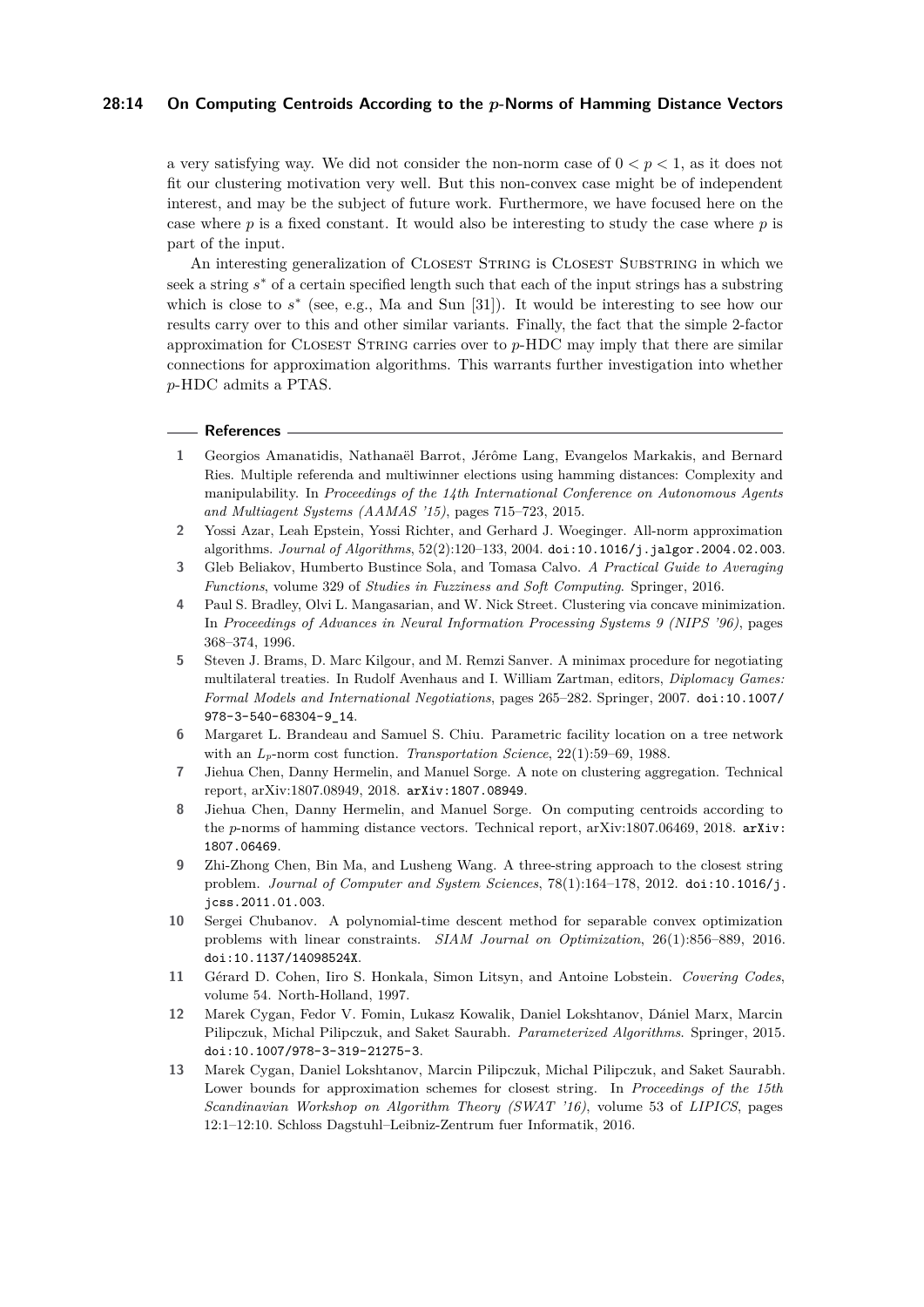a very satisfying way. We did not consider the non-norm case of $0 < p < 1$, as it does not fit our clustering motivation very well. But this non-convex case might be of independent interest, and may be the subject of future work. Furthermore, we have focused here on the case where $p$ is a fixed constant. It would also be interesting to study the case where $p$ is part of the input.

An interesting generalization of Closest String is Closest Substring in which we seek a string $s^*$ of a certain specified length such that each of the input strings has a substring which is close to $s^*$ (see, e.g., Ma and Sun [31]). It would be interesting to see how our results carry over to this and other similar variants. Finally, the fact that the simple 2-factor approximation for Closest String carries over to $p$-HDC may imply that there are similar connections for approximation algorithms. This warrants further investigation into whether $p$-HDC admits a PTAS.

## References

1. Georgios Amanatidis, Nathanaël Barrot, Jérôme Lang, Evangelos Markakis, and Bernard Ries. Multiple referenda and multiwinner elections using hamming distances: Complexity and manipulability. In *Proceedings of the 14th International Conference on Autonomous Agents and Multiagent Systems (AAMAS '15)*, pages 715–723, 2015.
2. Yossi Azar, Leah Epstein, Yossi Richter, and Gerhard J. Woeginger. All-norm approximation algorithms. *Journal of Algorithms*, 52(2):120–133, 2004. doi:10.1016/j.jalgor.2004.02.003.
3. Gleb Beliakov, Humberto Bustince Sola, and Tomasa Calvo. *A Practical Guide to Averaging Functions*, volume 329 of *Studies in Fuzziness and Soft Computing*. Springer, 2016.
4. Paul S. Bradley, Olvi L. Mangasarian, and W. Nick Street. Clustering via concave minimization. In *Proceedings of Advances in Neural Information Processing Systems 9 (NIPS '96)*, pages 368–374, 1996.
5. Steven J. Brams, D. Marc Kilgour, and M. Remzi Sanver. A minimax procedure for negotiating multilateral treaties. In Rudolf Avenhaus and I. William Zartman, editors, *Diplomacy Games: Formal Models and International Negotiations*, pages 265–282. Springer, 2007. doi:10.1007/978-3-540-68304-9_14.
6. Margaret L. Brandeau and Samuel S. Chiu. Parametric facility location on a tree network with an $L_p$-norm cost function. *Transportation Science*, 22(1):59–69, 1988.
7. Jiehua Chen, Danny Hermelin, and Manuel Sorge. A note on clustering aggregation. Technical report, arXiv:1807.08949, 2018. arXiv:1807.08949.
8. Jiehua Chen, Danny Hermelin, and Manuel Sorge. On computing centroids according to the $p$-norms of hamming distance vectors. Technical report, arXiv:1807.06469, 2018. arXiv:1807.06469.
9. Zhi-Zhong Chen, Bin Ma, and Lusheng Wang. A three-string approach to the closest string problem. *Journal of Computer and System Sciences*, 78(1):164–178, 2012. doi:10.1016/j.jcss.2011.01.003.
10. Sergei Chubanov. A polynomial-time descent method for separable convex optimization problems with linear constraints. *SIAM Journal on Optimization*, 26(1):856–889, 2016. doi:10.1137/14098524X.
11. Gérard D. Cohen, Iiro S. Honkala, Simon Litsyn, and Antoine Lobstein. *Covering Codes*, volume 54. North-Holland, 1997.
12. Marek Cygan, Fedor V. Fomin, Lukasz Kowalik, Daniel Lokshtanov, Dániel Marx, Marcin Pilipczuk, Michal Pilipczuk, and Saket Saurabh. *Parameterized Algorithms*. Springer, 2015. doi:10.1007/978-3-319-21275-3.
13. Marek Cygan, Daniel Lokshtanov, Marcin Pilipczuk, Michal Pilipczuk, and Saket Saurabh. Lower bounds for approximation schemes for closest string. In *Proceedings of the 15th Scandinavian Workshop on Algorithm Theory (SWAT '16)*, volume 53 of *LIPICS*, pages 12:1–12:10. Schloss Dagstuhl–Leibniz-Zentrum fuer Informatik, 2016.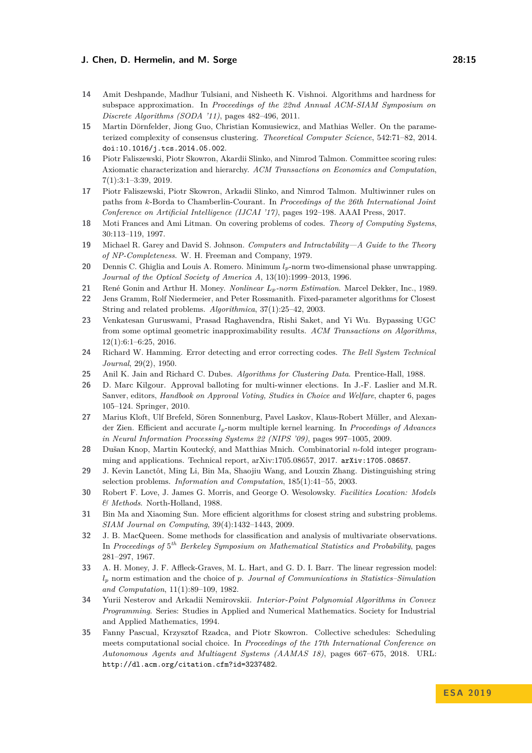14 Amit Deshpande, Madhur Tulsiani, and Nisheeth K. Vishnoi. Algorithms and hardness for subspace approximation. In *Proceedings of the 22nd Annual ACM-SIAM Symposium on Discrete Algorithms (SODA '11)*, pages 482–496, 2011.

15 Martin Dörnfelder, Jiong Guo, Christian Komusiewicz, and Mathias Weller. On the parameterized complexity of consensus clustering. *Theoretical Computer Science*, 542:71–82, 2014. doi:10.1016/j.tcs.2014.05.002.

16 Piotr Faliszewski, Piotr Skowron, Akardii Slinko, and Nimrod Talmon. Committee scoring rules: Axiomatic characterization and hierarchy. *ACM Transactions on Economics and Computation*, 7(1):3:1–3:39, 2019.

17 Piotr Faliszewski, Piotr Skowron, Arkadii Slinko, and Nimrod Talmon. Multiwinner rules on paths from $k$-Borda to Chamberlin-Courant. In *Proceedings of the 26th International Joint Conference on Artificial Intelligence (IJCAI '17)*, pages 192–198. AAAI Press, 2017.

18 Moti Frances and Ami Litman. On covering problems of codes. *Theory of Computing Systems*, 30:113–119, 1997.

19 Michael R. Garey and David S. Johnson. *Computers and Intractability—A Guide to the Theory of NP-Completeness*. W. H. Freeman and Company, 1979.

20 Dennis C. Ghiglia and Louis A. Romero. Minimum $l_p$-norm two-dimensional phase unwrapping. *Journal of the Optical Society of America A*, 13(10):1999–2013, 1996.

21 René Gonin and Arthur H. Money. *Nonlinear $L_p$-norm Estimation*. Marcel Dekker, Inc., 1989.

22 Jens Gramm, Rolf Niedermeier, and Peter Rossmanith. Fixed-parameter algorithms for Closest String and related problems. *Algorithmica*, 37(1):25–42, 2003.

23 Venkatesan Guruswami, Prasad Raghavendra, Rishi Saket, and Yi Wu. Bypassing UGC from some optimal geometric inapproximability results. *ACM Transactions on Algorithms*, 12(1):6:1–6:25, 2016.

24 Richard W. Hamming. Error detecting and error correcting codes. *The Bell System Technical Journal*, 29(2), 1950.

25 Anil K. Jain and Richard C. Dubes. *Algorithms for Clustering Data*. Prentice-Hall, 1988.

26 D. Marc Kilgour. Approval balloting for multi-winner elections. In J.-F. Laslier and M.R. Sanver, editors, *Handbook on Approval Voting, Studies in Choice and Welfare*, chapter 6, pages 105–124. Springer, 2010.

27 Marius Kloft, Ulf Brefeld, Sören Sonnenburg, Pavel Laskov, Klaus-Robert Müller, and Alexander Zien. Efficient and accurate $l_p$-norm multiple kernel learning. In *Proceedings of Advances in Neural Information Processing Systems 22 (NIPS '09)*, pages 997–1005, 2009.

28 Dušan Knop, Martin Koutecký, and Matthias Mnich. Combinatorial $n$-fold integer programming and applications. Technical report, arXiv:1705.08657, 2017. arXiv:1705.08657.

29 J. Kevin Lanctôt, Ming Li, Bin Ma, Shaojiu Wang, and Louxin Zhang. Distinguishing string selection problems. *Information and Computation*, 185(1):41–55, 2003.

30 Robert F. Love, J. James G. Morris, and George O. Wesolowsky. *Facilities Location: Models & Methods*. North-Holland, 1988.

31 Bin Ma and Xiaoming Sun. More efficient algorithms for closest string and substring problems. *SIAM Journal on Computing*, 39(4):1432–1443, 2009.

32 J. B. MacQueen. Some methods for classification and analysis of multivariate observations. In *Proceedings of $5^{th}$ Berkeley Symposium on Mathematical Statistics and Probability*, pages 281–297, 1967.

33 A. H. Money, J. F. Affleck-Graves, M. L. Hart, and G. D. I. Barr. The linear regression model: $l_p$ norm estimation and the choice of $p$. *Journal of Communications in Statistics–Simulation and Computation*, 11(1):89–109, 1982.

34 Yurii Nesterov and Arkadii Nemirovskii. *Interior-Point Polynomial Algorithms in Convex Programming*. Series: Studies in Applied and Numerical Mathematics. Society for Industrial and Applied Mathematics, 1994.

35 Fanny Pascual, Krzysztof Rzadca, and Piotr Skowron. Collective schedules: Scheduling meets computational social choice. In *Proceedings of the 17th International Conference on Autonomous Agents and Multiagent Systems (AAMAS 18)*, pages 667–675, 2018. URL: http://dl.acm.org/citation.cfm?id=3237482.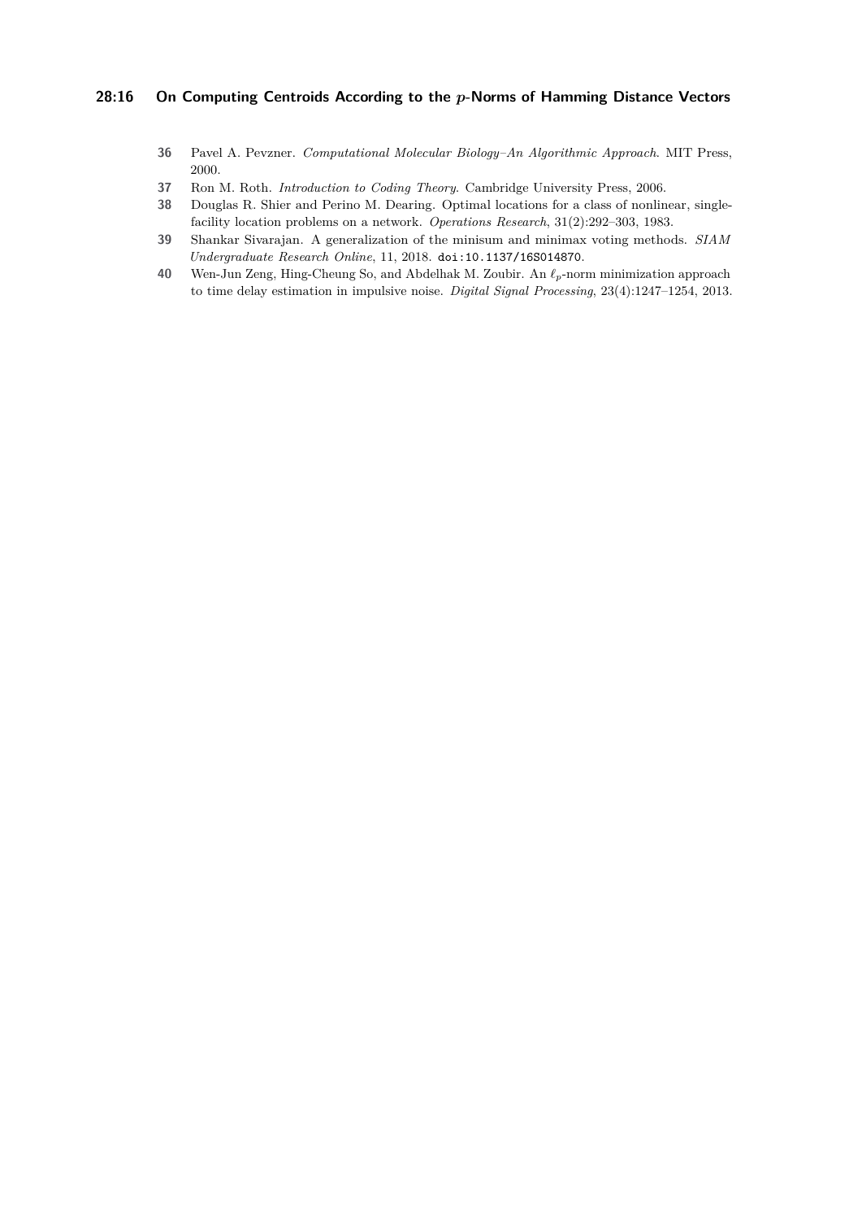36. Pavel A. Pevzner. *Computational Molecular Biology–An Algorithmic Approach*. MIT Press, 2000.
37. Ron M. Roth. *Introduction to Coding Theory*. Cambridge University Press, 2006.
38. Douglas R. Shier and Perino M. Dearing. Optimal locations for a class of nonlinear, single-facility location problems on a network. *Operations Research*, 31(2):292–303, 1983.
39. Shankar Sivarajan. A generalization of the minisum and minimax voting methods. *SIAM Undergraduate Research Online*, 11, 2018. doi:10.1137/16S014870.
40. Wen-Jun Zeng, Hing-Cheung So, and Abdelhak M. Zoubir. An $\ell_p$-norm minimization approach to time delay estimation in impulsive noise. *Digital Signal Processing*, 23(4):1247–1254, 2013.